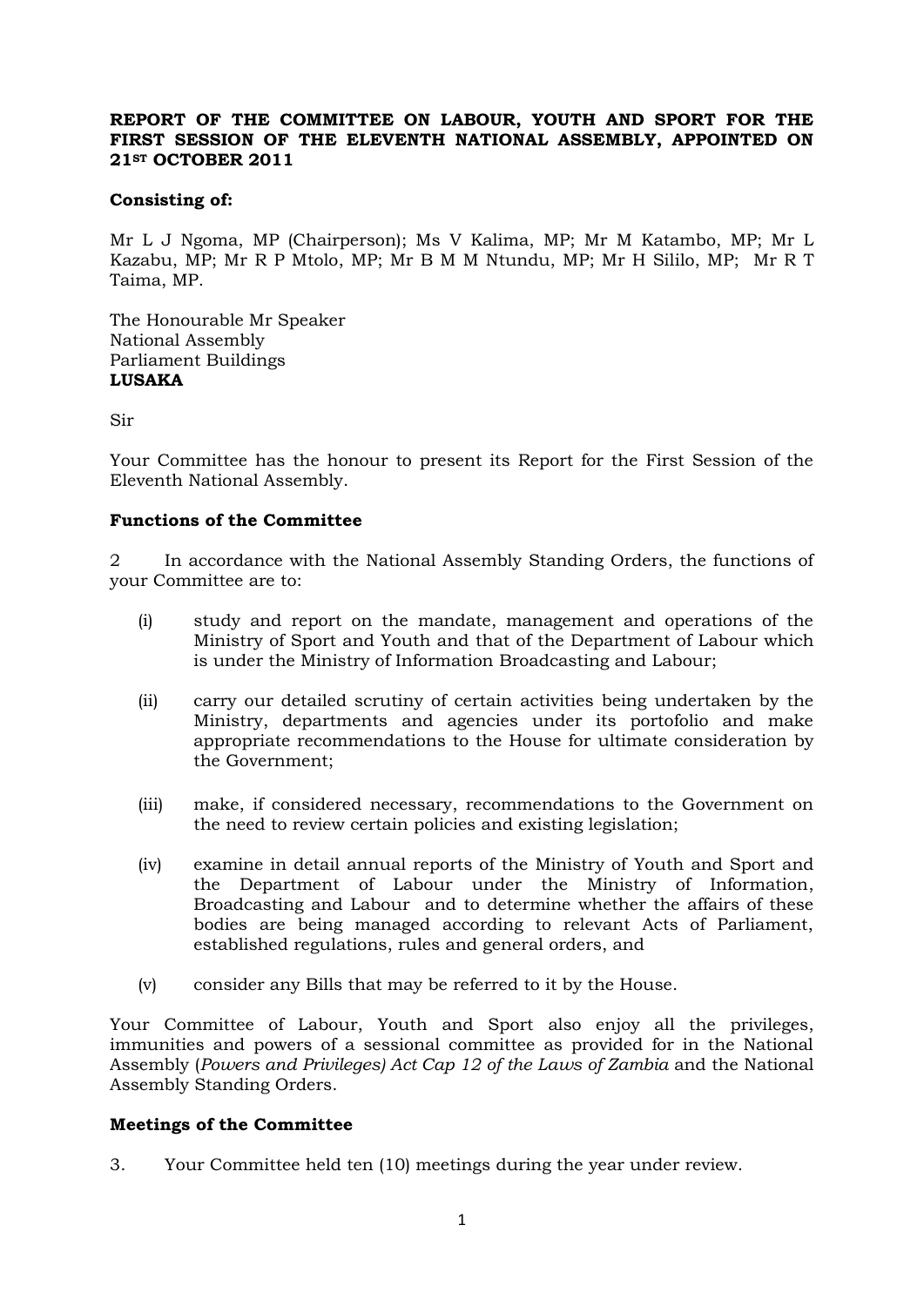**REPORT OF THE COMMITTEE ON LABOUR, YOUTH AND SPORT FOR THE FIRST SESSION OF THE ELEVENTH NATIONAL ASSEMBLY, APPOINTED ON 21ST OCTOBER 2011**

**Consisting of:**

Mr L J Ngoma, MP (Chairperson); Ms V Kalima, MP; Mr M Katambo, MP; Mr L Kazabu, MP; Mr R P Mtolo, MP; Mr B M M Ntundu, MP; Mr H Sililo, MP; Mr R T Taima, MP.

The Honourable Mr Speaker
National Assembly
Parliament Buildings
**LUSAKA**

Sir

Your Committee has the honour to present its Report for the First Session of the Eleventh National Assembly.

**Functions of the Committee**

2 In accordance with the National Assembly Standing Orders, the functions of your Committee are to:

(i) study and report on the mandate, management and operations of the Ministry of Sport and Youth and that of the Department of Labour which is under the Ministry of Information Broadcasting and Labour;

(ii) carry our detailed scrutiny of certain activities being undertaken by the Ministry, departments and agencies under its portofolio and make appropriate recommendations to the House for ultimate consideration by the Government;

(iii) make, if considered necessary, recommendations to the Government on the need to review certain policies and existing legislation;

(iv) examine in detail annual reports of the Ministry of Youth and Sport and the Department of Labour under the Ministry of Information, Broadcasting and Labour and to determine whether the affairs of these bodies are being managed according to relevant Acts of Parliament, established regulations, rules and general orders, and

(v) consider any Bills that may be referred to it by the House.

Your Committee of Labour, Youth and Sport also enjoy all the privileges, immunities and powers of a sessional committee as provided for in the National Assembly (*Powers and Privileges) Act Cap 12 of the Laws of Zambia* and the National Assembly Standing Orders.

**Meetings of the Committee**

3. Your Committee held ten (10) meetings during the year under review.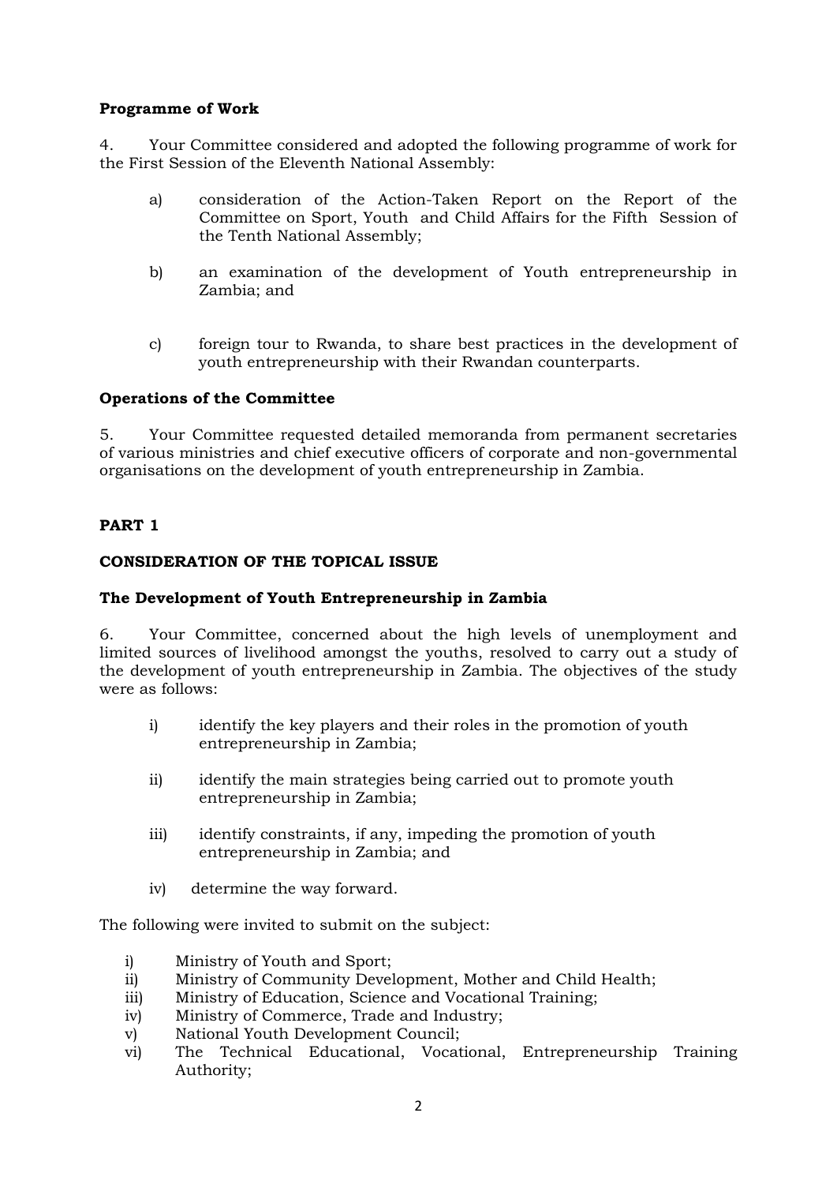**Programme of Work**

4. Your Committee considered and adopted the following programme of work for the First Session of the Eleventh National Assembly:

a) consideration of the Action-Taken Report on the Report of the Committee on Sport, Youth and Child Affairs for the Fifth Session of the Tenth National Assembly;

b) an examination of the development of Youth entrepreneurship in Zambia; and

c) foreign tour to Rwanda, to share best practices in the development of youth entrepreneurship with their Rwandan counterparts.

**Operations of the Committee**

5. Your Committee requested detailed memoranda from permanent secretaries of various ministries and chief executive officers of corporate and non-governmental organisations on the development of youth entrepreneurship in Zambia.

**PART 1**

**CONSIDERATION OF THE TOPICAL ISSUE**

**The Development of Youth Entrepreneurship in Zambia**

6. Your Committee, concerned about the high levels of unemployment and limited sources of livelihood amongst the youths, resolved to carry out a study of the development of youth entrepreneurship in Zambia. The objectives of the study were as follows:

i) identify the key players and their roles in the promotion of youth entrepreneurship in Zambia;

ii) identify the main strategies being carried out to promote youth entrepreneurship in Zambia;

iii) identify constraints, if any, impeding the promotion of youth entrepreneurship in Zambia; and

iv) determine the way forward.

The following were invited to submit on the subject:

i) Ministry of Youth and Sport;
ii) Ministry of Community Development, Mother and Child Health;
iii) Ministry of Education, Science and Vocational Training;
iv) Ministry of Commerce, Trade and Industry;
v) National Youth Development Council;
vi) The Technical Educational, Vocational, Entrepreneurship Training Authority;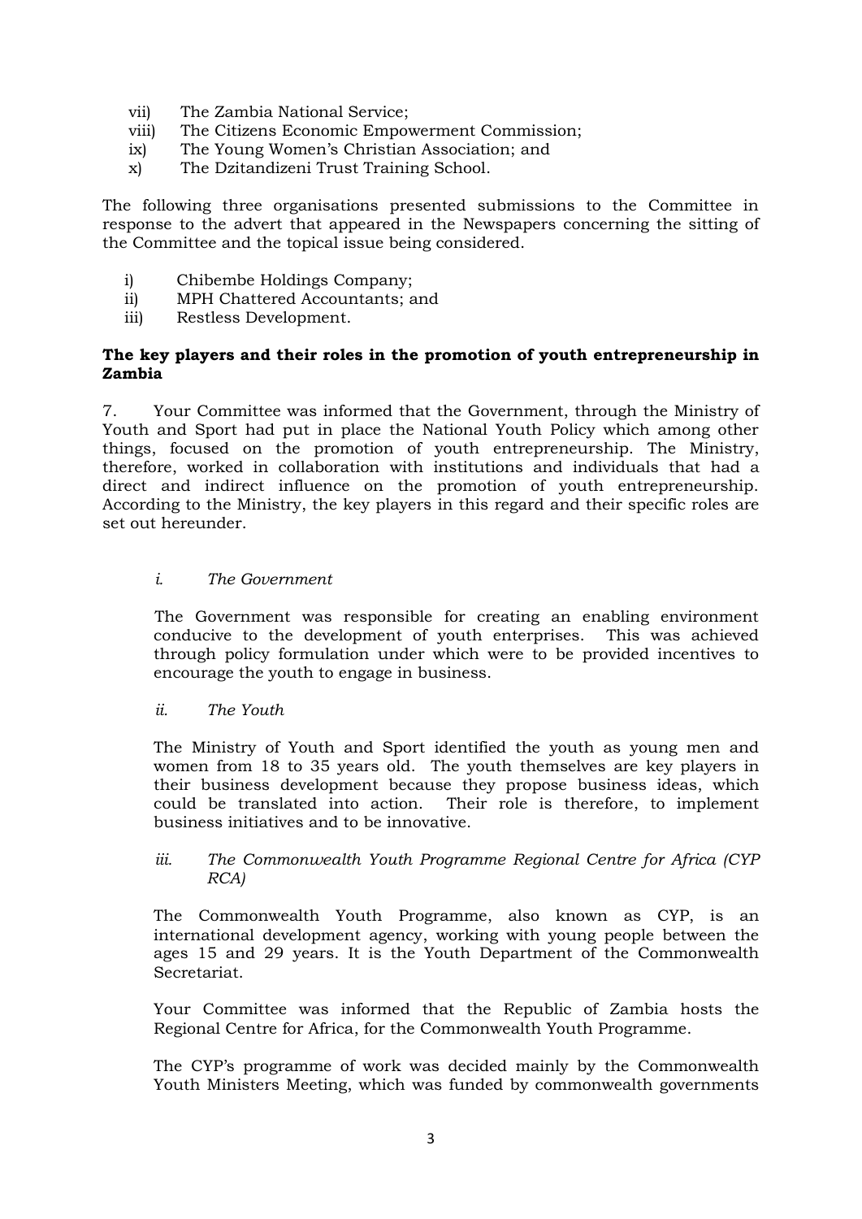vii) The Zambia National Service;
viii) The Citizens Economic Empowerment Commission;
ix) The Young Women's Christian Association; and
x) The Dzitandizeni Trust Training School.

The following three organisations presented submissions to the Committee in response to the advert that appeared in the Newspapers concerning the sitting of the Committee and the topical issue being considered.

i) Chibembe Holdings Company;
ii) MPH Chattered Accountants; and
iii) Restless Development.

**The key players and their roles in the promotion of youth entrepreneurship in Zambia**

7. Your Committee was informed that the Government, through the Ministry of Youth and Sport had put in place the National Youth Policy which among other things, focused on the promotion of youth entrepreneurship. The Ministry, therefore, worked in collaboration with institutions and individuals that had a direct and indirect influence on the promotion of youth entrepreneurship. According to the Ministry, the key players in this regard and their specific roles are set out hereunder.

*i. The Government*

The Government was responsible for creating an enabling environment conducive to the development of youth enterprises. This was achieved through policy formulation under which were to be provided incentives to encourage the youth to engage in business.

*ii. The Youth*

The Ministry of Youth and Sport identified the youth as young men and women from 18 to 35 years old. The youth themselves are key players in their business development because they propose business ideas, which could be translated into action. Their role is therefore, to implement business initiatives and to be innovative.

*iii. The Commonwealth Youth Programme Regional Centre for Africa (CYP RCA)*

The Commonwealth Youth Programme, also known as CYP, is an international development agency, working with young people between the ages 15 and 29 years. It is the Youth Department of the Commonwealth Secretariat.

Your Committee was informed that the Republic of Zambia hosts the Regional Centre for Africa, for the Commonwealth Youth Programme.

The CYP's programme of work was decided mainly by the Commonwealth Youth Ministers Meeting, which was funded by commonwealth governments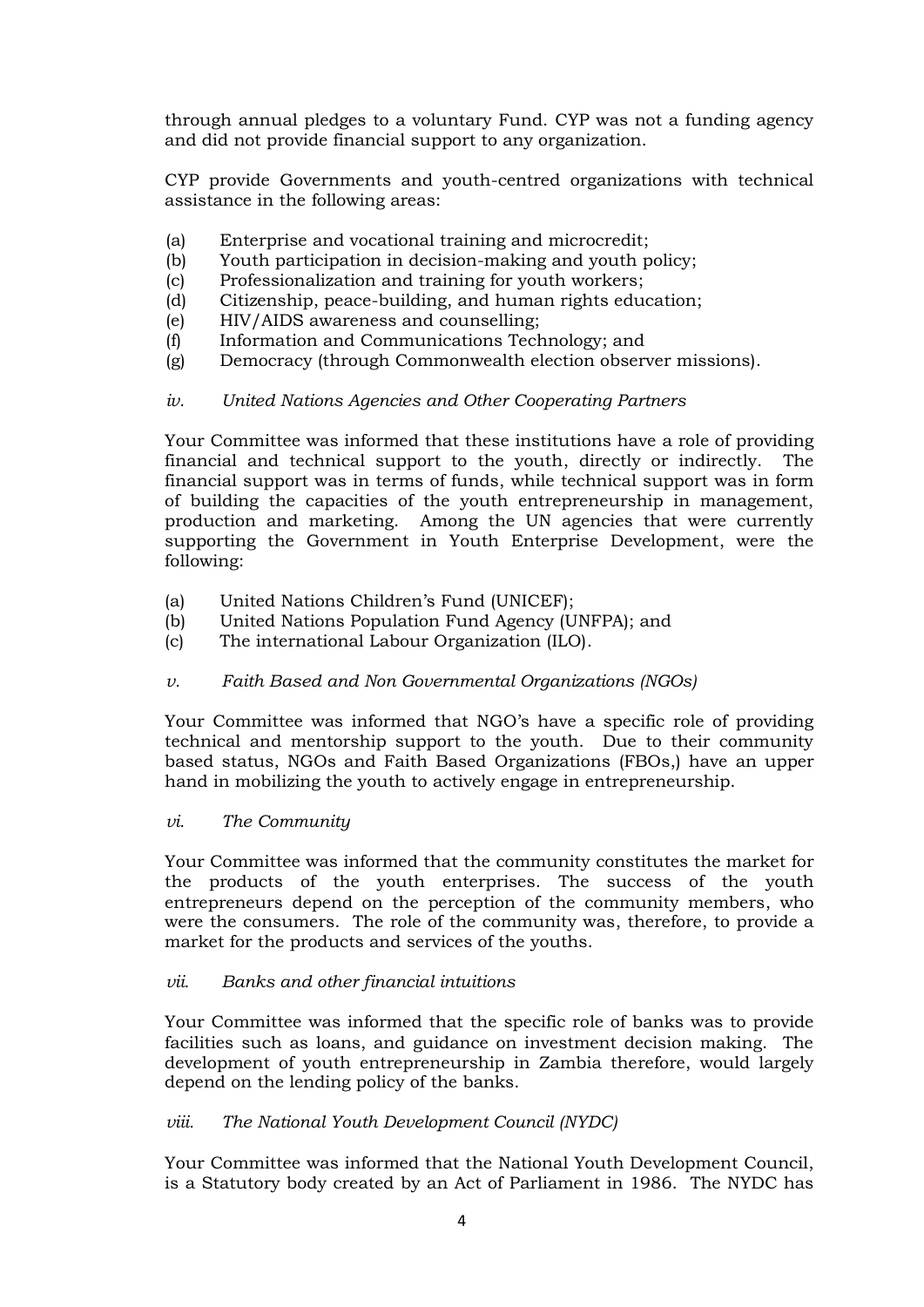through annual pledges to a voluntary Fund. CYP was not a funding agency and did not provide financial support to any organization.

CYP provide Governments and youth-centred organizations with technical assistance in the following areas:

(a) Enterprise and vocational training and microcredit;
(b) Youth participation in decision-making and youth policy;
(c) Professionalization and training for youth workers;
(d) Citizenship, peace-building, and human rights education;
(e) HIV/AIDS awareness and counselling;
(f) Information and Communications Technology; and
(g) Democracy (through Commonwealth election observer missions).

*iv. United Nations Agencies and Other Cooperating Partners*

Your Committee was informed that these institutions have a role of providing financial and technical support to the youth, directly or indirectly. The financial support was in terms of funds, while technical support was in form of building the capacities of the youth entrepreneurship in management, production and marketing. Among the UN agencies that were currently supporting the Government in Youth Enterprise Development, were the following:

(a) United Nations Children's Fund (UNICEF);
(b) United Nations Population Fund Agency (UNFPA); and
(c) The international Labour Organization (ILO).

*v. Faith Based and Non Governmental Organizations (NGOs)*

Your Committee was informed that NGO's have a specific role of providing technical and mentorship support to the youth. Due to their community based status, NGOs and Faith Based Organizations (FBOs,) have an upper hand in mobilizing the youth to actively engage in entrepreneurship.

*vi. The Community*

Your Committee was informed that the community constitutes the market for the products of the youth enterprises. The success of the youth entrepreneurs depend on the perception of the community members, who were the consumers. The role of the community was, therefore, to provide a market for the products and services of the youths.

*vii. Banks and other financial intuitions*

Your Committee was informed that the specific role of banks was to provide facilities such as loans, and guidance on investment decision making. The development of youth entrepreneurship in Zambia therefore, would largely depend on the lending policy of the banks.

*viii. The National Youth Development Council (NYDC)*

Your Committee was informed that the National Youth Development Council, is a Statutory body created by an Act of Parliament in 1986. The NYDC has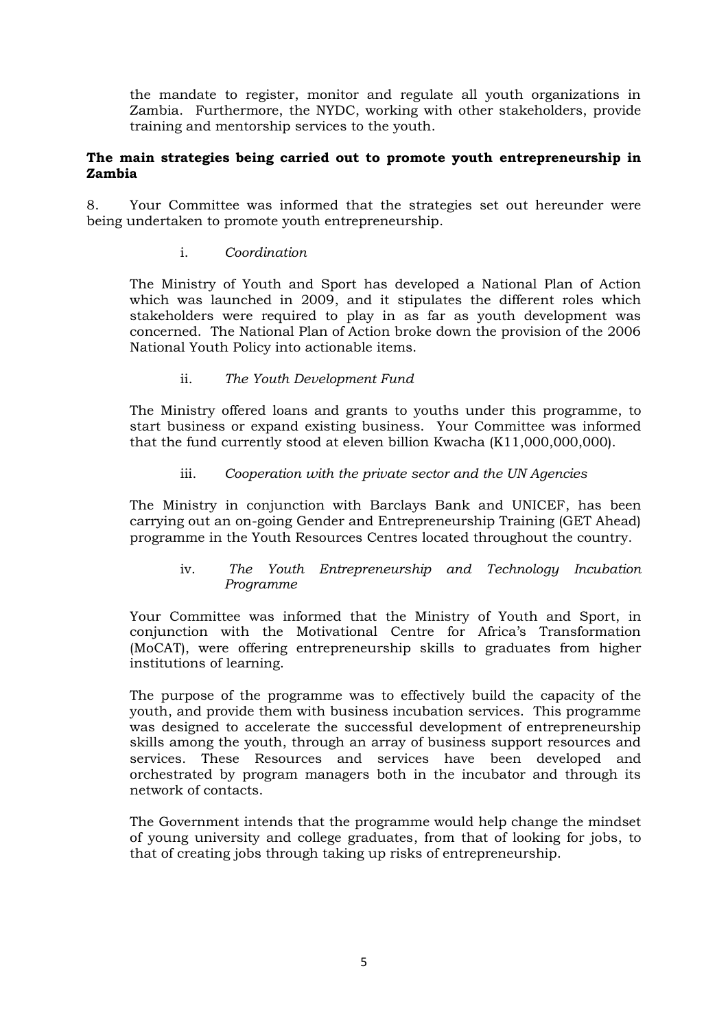the mandate to register, monitor and regulate all youth organizations in Zambia. Furthermore, the NYDC, working with other stakeholders, provide training and mentorship services to the youth.

**The main strategies being carried out to promote youth entrepreneurship in Zambia**

8. Your Committee was informed that the strategies set out hereunder were being undertaken to promote youth entrepreneurship.

i. *Coordination*

The Ministry of Youth and Sport has developed a National Plan of Action which was launched in 2009, and it stipulates the different roles which stakeholders were required to play in as far as youth development was concerned. The National Plan of Action broke down the provision of the 2006 National Youth Policy into actionable items.

ii. *The Youth Development Fund*

The Ministry offered loans and grants to youths under this programme, to start business or expand existing business. Your Committee was informed that the fund currently stood at eleven billion Kwacha (K11,000,000,000).

iii. *Cooperation with the private sector and the UN Agencies*

The Ministry in conjunction with Barclays Bank and UNICEF, has been carrying out an on-going Gender and Entrepreneurship Training (GET Ahead) programme in the Youth Resources Centres located throughout the country.

iv. *The Youth Entrepreneurship and Technology Incubation Programme*

Your Committee was informed that the Ministry of Youth and Sport, in conjunction with the Motivational Centre for Africa's Transformation (MoCAT), were offering entrepreneurship skills to graduates from higher institutions of learning.

The purpose of the programme was to effectively build the capacity of the youth, and provide them with business incubation services. This programme was designed to accelerate the successful development of entrepreneurship skills among the youth, through an array of business support resources and services. These Resources and services have been developed and orchestrated by program managers both in the incubator and through its network of contacts.

The Government intends that the programme would help change the mindset of young university and college graduates, from that of looking for jobs, to that of creating jobs through taking up risks of entrepreneurship.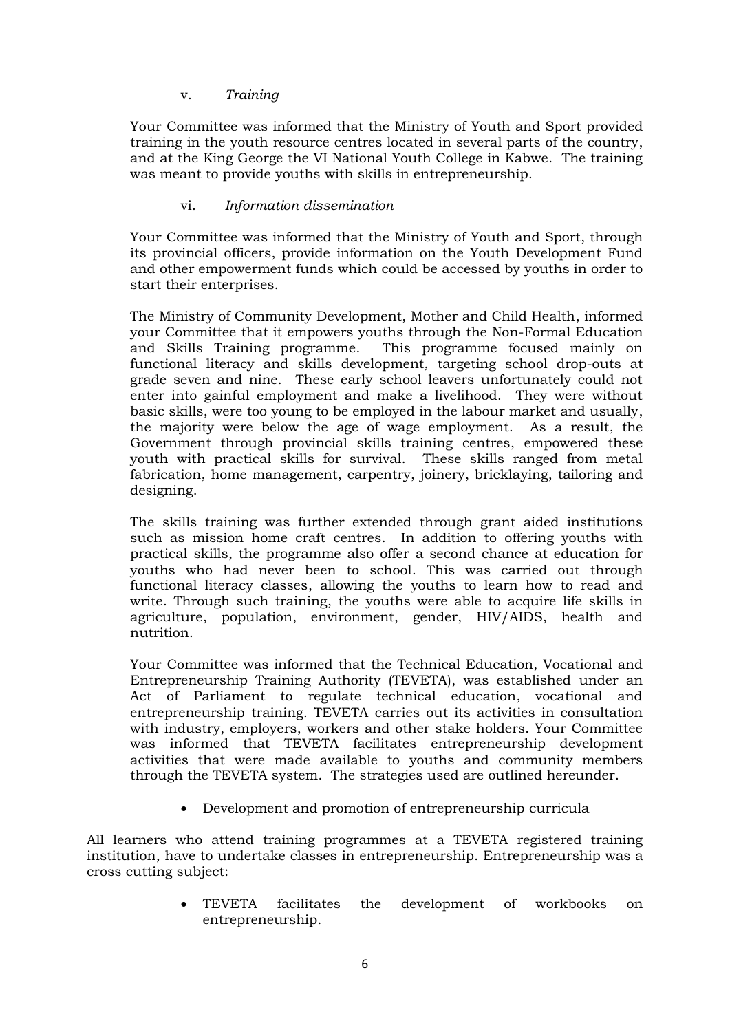v. *Training*

Your Committee was informed that the Ministry of Youth and Sport provided training in the youth resource centres located in several parts of the country, and at the King George the VI National Youth College in Kabwe. The training was meant to provide youths with skills in entrepreneurship.

vi. *Information dissemination*

Your Committee was informed that the Ministry of Youth and Sport, through its provincial officers, provide information on the Youth Development Fund and other empowerment funds which could be accessed by youths in order to start their enterprises.

The Ministry of Community Development, Mother and Child Health, informed your Committee that it empowers youths through the Non-Formal Education and Skills Training programme. This programme focused mainly on functional literacy and skills development, targeting school drop-outs at grade seven and nine. These early school leavers unfortunately could not enter into gainful employment and make a livelihood. They were without basic skills, were too young to be employed in the labour market and usually, the majority were below the age of wage employment. As a result, the Government through provincial skills training centres, empowered these youth with practical skills for survival. These skills ranged from metal fabrication, home management, carpentry, joinery, bricklaying, tailoring and designing.

The skills training was further extended through grant aided institutions such as mission home craft centres. In addition to offering youths with practical skills, the programme also offer a second chance at education for youths who had never been to school. This was carried out through functional literacy classes, allowing the youths to learn how to read and write. Through such training, the youths were able to acquire life skills in agriculture, population, environment, gender, HIV/AIDS, health and nutrition.

Your Committee was informed that the Technical Education, Vocational and Entrepreneurship Training Authority (TEVETA), was established under an Act of Parliament to regulate technical education, vocational and entrepreneurship training. TEVETA carries out its activities in consultation with industry, employers, workers and other stake holders. Your Committee was informed that TEVETA facilitates entrepreneurship development activities that were made available to youths and community members through the TEVETA system. The strategies used are outlined hereunder.

- Development and promotion of entrepreneurship curricula

All learners who attend training programmes at a TEVETA registered training institution, have to undertake classes in entrepreneurship. Entrepreneurship was a cross cutting subject:

- TEVETA facilitates the development of workbooks on entrepreneurship.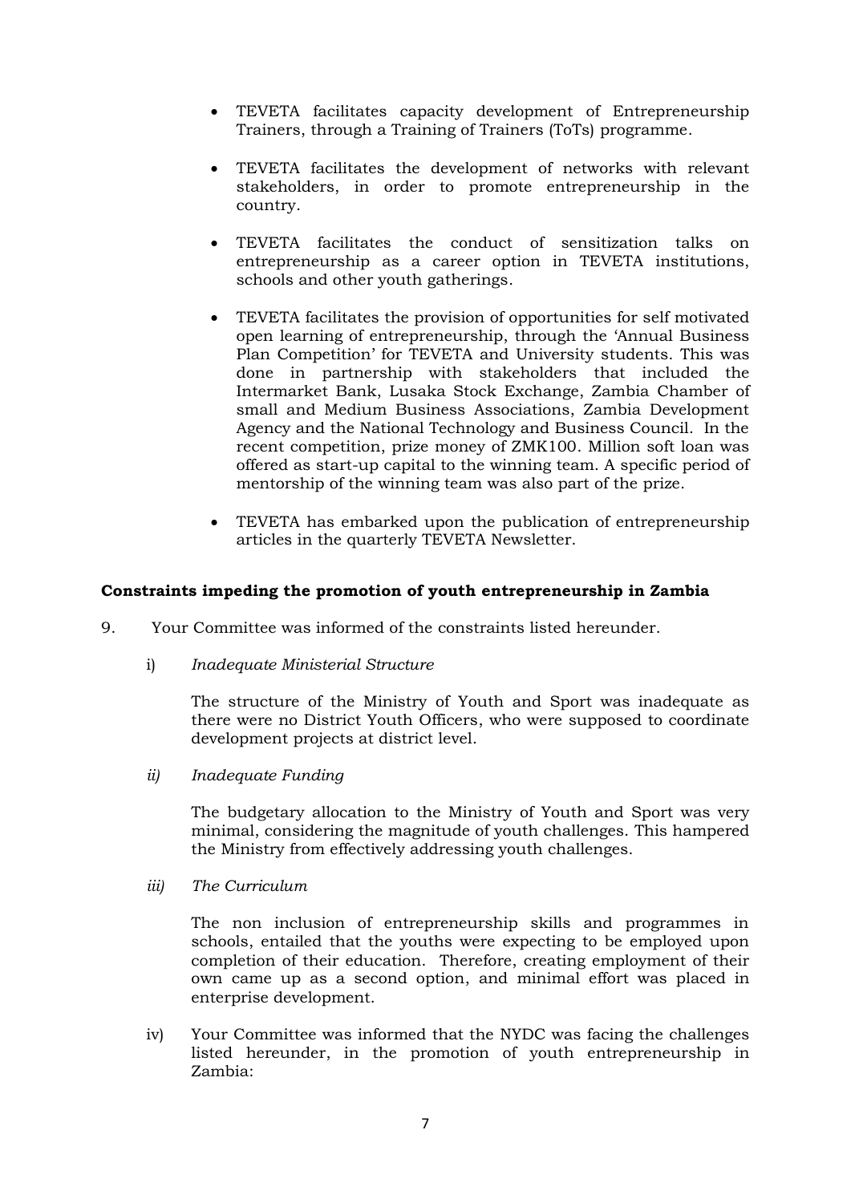- TEVETA facilitates capacity development of Entrepreneurship Trainers, through a Training of Trainers (ToTs) programme.

- TEVETA facilitates the development of networks with relevant stakeholders, in order to promote entrepreneurship in the country.

- TEVETA facilitates the conduct of sensitization talks on entrepreneurship as a career option in TEVETA institutions, schools and other youth gatherings.

- TEVETA facilitates the provision of opportunities for self motivated open learning of entrepreneurship, through the 'Annual Business Plan Competition' for TEVETA and University students. This was done in partnership with stakeholders that included the Intermarket Bank, Lusaka Stock Exchange, Zambia Chamber of small and Medium Business Associations, Zambia Development Agency and the National Technology and Business Council. In the recent competition, prize money of ZMK100. Million soft loan was offered as start-up capital to the winning team. A specific period of mentorship of the winning team was also part of the prize.

- TEVETA has embarked upon the publication of entrepreneurship articles in the quarterly TEVETA Newsletter.

**Constraints impeding the promotion of youth entrepreneurship in Zambia**

9. Your Committee was informed of the constraints listed hereunder.

   i) *Inadequate Ministerial Structure*

   The structure of the Ministry of Youth and Sport was inadequate as there were no District Youth Officers, who were supposed to coordinate development projects at district level.

   *ii) Inadequate Funding*

   The budgetary allocation to the Ministry of Youth and Sport was very minimal, considering the magnitude of youth challenges. This hampered the Ministry from effectively addressing youth challenges.

   *iii) The Curriculum*

   The non inclusion of entrepreneurship skills and programmes in schools, entailed that the youths were expecting to be employed upon completion of their education. Therefore, creating employment of their own came up as a second option, and minimal effort was placed in enterprise development.

   iv) Your Committee was informed that the NYDC was facing the challenges listed hereunder, in the promotion of youth entrepreneurship in Zambia: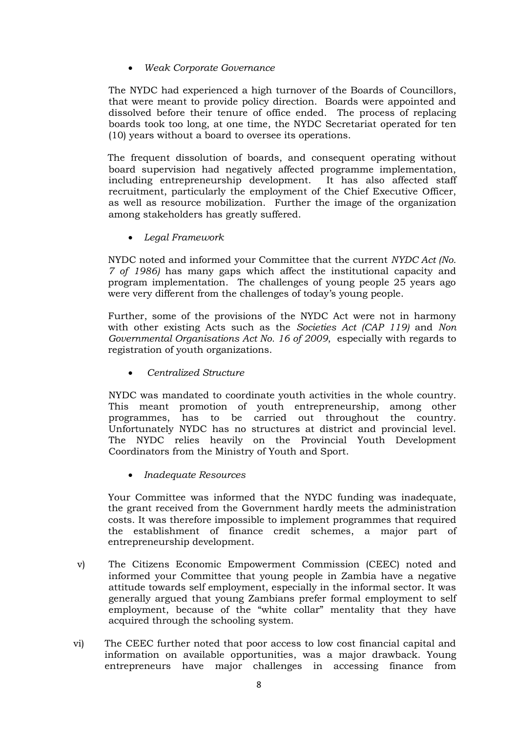- *Weak Corporate Governance*

The NYDC had experienced a high turnover of the Boards of Councillors, that were meant to provide policy direction. Boards were appointed and dissolved before their tenure of office ended. The process of replacing boards took too long, at one time, the NYDC Secretariat operated for ten (10) years without a board to oversee its operations.

The frequent dissolution of boards, and consequent operating without board supervision had negatively affected programme implementation, including entrepreneurship development. It has also affected staff recruitment, particularly the employment of the Chief Executive Officer, as well as resource mobilization. Further the image of the organization among stakeholders has greatly suffered.

- *Legal Framework*

NYDC noted and informed your Committee that the current *NYDC Act (No. 7 of 1986)* has many gaps which affect the institutional capacity and program implementation. The challenges of young people 25 years ago were very different from the challenges of today's young people.

Further, some of the provisions of the NYDC Act were not in harmony with other existing Acts such as the *Societies Act (CAP 119)* and *Non Governmental Organisations Act No. 16 of 2009*, especially with regards to registration of youth organizations.

- *Centralized Structure*

NYDC was mandated to coordinate youth activities in the whole country. This meant promotion of youth entrepreneurship, among other programmes, has to be carried out throughout the country. Unfortunately NYDC has no structures at district and provincial level. The NYDC relies heavily on the Provincial Youth Development Coordinators from the Ministry of Youth and Sport.

- *Inadequate Resources*

Your Committee was informed that the NYDC funding was inadequate, the grant received from the Government hardly meets the administration costs. It was therefore impossible to implement programmes that required the establishment of finance credit schemes, a major part of entrepreneurship development.

v) The Citizens Economic Empowerment Commission (CEEC) noted and informed your Committee that young people in Zambia have a negative attitude towards self employment, especially in the informal sector. It was generally argued that young Zambians prefer formal employment to self employment, because of the "white collar" mentality that they have acquired through the schooling system.

vi) The CEEC further noted that poor access to low cost financial capital and information on available opportunities, was a major drawback. Young entrepreneurs have major challenges in accessing finance from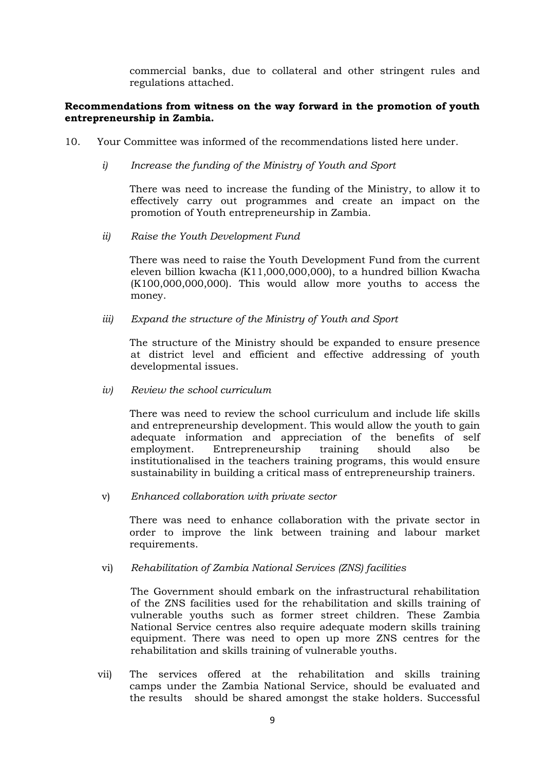commercial banks, due to collateral and other stringent rules and regulations attached.

**Recommendations from witness on the way forward in the promotion of youth entrepreneurship in Zambia.**

10. Your Committee was informed of the recommendations listed here under.

*i) Increase the funding of the Ministry of Youth and Sport*

There was need to increase the funding of the Ministry, to allow it to effectively carry out programmes and create an impact on the promotion of Youth entrepreneurship in Zambia.

*ii) Raise the Youth Development Fund*

There was need to raise the Youth Development Fund from the current eleven billion kwacha (K11,000,000,000), to a hundred billion Kwacha (K100,000,000,000). This would allow more youths to access the money.

*iii) Expand the structure of the Ministry of Youth and Sport*

The structure of the Ministry should be expanded to ensure presence at district level and efficient and effective addressing of youth developmental issues.

*iv) Review the school curriculum*

There was need to review the school curriculum and include life skills and entrepreneurship development. This would allow the youth to gain adequate information and appreciation of the benefits of self employment. Entrepreneurship training should also be institutionalised in the teachers training programs, this would ensure sustainability in building a critical mass of entrepreneurship trainers.

v) *Enhanced collaboration with private sector*

There was need to enhance collaboration with the private sector in order to improve the link between training and labour market requirements.

vi) *Rehabilitation of Zambia National Services (ZNS) facilities*

The Government should embark on the infrastructural rehabilitation of the ZNS facilities used for the rehabilitation and skills training of vulnerable youths such as former street children. These Zambia National Service centres also require adequate modern skills training equipment. There was need to open up more ZNS centres for the rehabilitation and skills training of vulnerable youths.

vii) The services offered at the rehabilitation and skills training camps under the Zambia National Service, should be evaluated and the results should be shared amongst the stake holders. Successful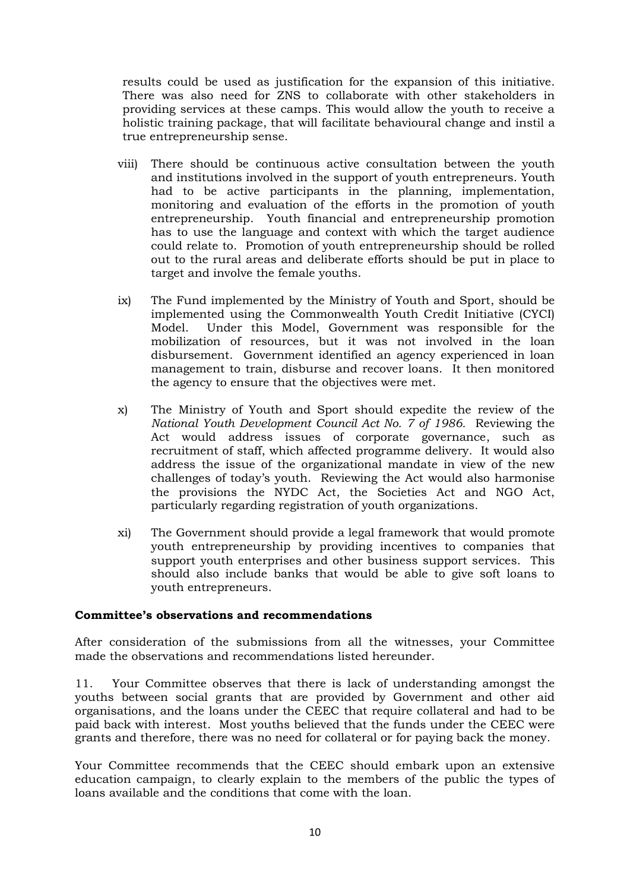results could be used as justification for the expansion of this initiative. There was also need for ZNS to collaborate with other stakeholders in providing services at these camps. This would allow the youth to receive a holistic training package, that will facilitate behavioural change and instil a true entrepreneurship sense.

viii) There should be continuous active consultation between the youth and institutions involved in the support of youth entrepreneurs. Youth had to be active participants in the planning, implementation, monitoring and evaluation of the efforts in the promotion of youth entrepreneurship. Youth financial and entrepreneurship promotion has to use the language and context with which the target audience could relate to. Promotion of youth entrepreneurship should be rolled out to the rural areas and deliberate efforts should be put in place to target and involve the female youths.

ix) The Fund implemented by the Ministry of Youth and Sport, should be implemented using the Commonwealth Youth Credit Initiative (CYCI) Model. Under this Model, Government was responsible for the mobilization of resources, but it was not involved in the loan disbursement. Government identified an agency experienced in loan management to train, disburse and recover loans. It then monitored the agency to ensure that the objectives were met.

x) The Ministry of Youth and Sport should expedite the review of the *National Youth Development Council Act No. 7 of 1986.* Reviewing the Act would address issues of corporate governance, such as recruitment of staff, which affected programme delivery. It would also address the issue of the organizational mandate in view of the new challenges of today's youth. Reviewing the Act would also harmonise the provisions the NYDC Act, the Societies Act and NGO Act, particularly regarding registration of youth organizations.

xi) The Government should provide a legal framework that would promote youth entrepreneurship by providing incentives to companies that support youth enterprises and other business support services. This should also include banks that would be able to give soft loans to youth entrepreneurs.

**Committee's observations and recommendations**

After consideration of the submissions from all the witnesses, your Committee made the observations and recommendations listed hereunder.

11. Your Committee observes that there is lack of understanding amongst the youths between social grants that are provided by Government and other aid organisations, and the loans under the CEEC that require collateral and had to be paid back with interest. Most youths believed that the funds under the CEEC were grants and therefore, there was no need for collateral or for paying back the money.

Your Committee recommends that the CEEC should embark upon an extensive education campaign, to clearly explain to the members of the public the types of loans available and the conditions that come with the loan.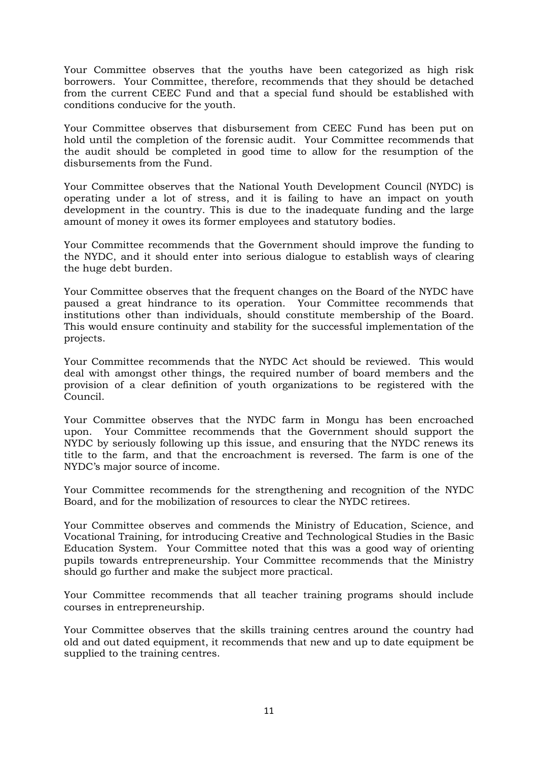Your Committee observes that the youths have been categorized as high risk borrowers. Your Committee, therefore, recommends that they should be detached from the current CEEC Fund and that a special fund should be established with conditions conducive for the youth.

Your Committee observes that disbursement from CEEC Fund has been put on hold until the completion of the forensic audit. Your Committee recommends that the audit should be completed in good time to allow for the resumption of the disbursements from the Fund.

Your Committee observes that the National Youth Development Council (NYDC) is operating under a lot of stress, and it is failing to have an impact on youth development in the country. This is due to the inadequate funding and the large amount of money it owes its former employees and statutory bodies.

Your Committee recommends that the Government should improve the funding to the NYDC, and it should enter into serious dialogue to establish ways of clearing the huge debt burden.

Your Committee observes that the frequent changes on the Board of the NYDC have paused a great hindrance to its operation. Your Committee recommends that institutions other than individuals, should constitute membership of the Board. This would ensure continuity and stability for the successful implementation of the projects.

Your Committee recommends that the NYDC Act should be reviewed. This would deal with amongst other things, the required number of board members and the provision of a clear definition of youth organizations to be registered with the Council.

Your Committee observes that the NYDC farm in Mongu has been encroached upon. Your Committee recommends that the Government should support the NYDC by seriously following up this issue, and ensuring that the NYDC renews its title to the farm, and that the encroachment is reversed. The farm is one of the NYDC's major source of income.

Your Committee recommends for the strengthening and recognition of the NYDC Board, and for the mobilization of resources to clear the NYDC retirees.

Your Committee observes and commends the Ministry of Education, Science, and Vocational Training, for introducing Creative and Technological Studies in the Basic Education System. Your Committee noted that this was a good way of orienting pupils towards entrepreneurship. Your Committee recommends that the Ministry should go further and make the subject more practical.

Your Committee recommends that all teacher training programs should include courses in entrepreneurship.

Your Committee observes that the skills training centres around the country had old and out dated equipment, it recommends that new and up to date equipment be supplied to the training centres.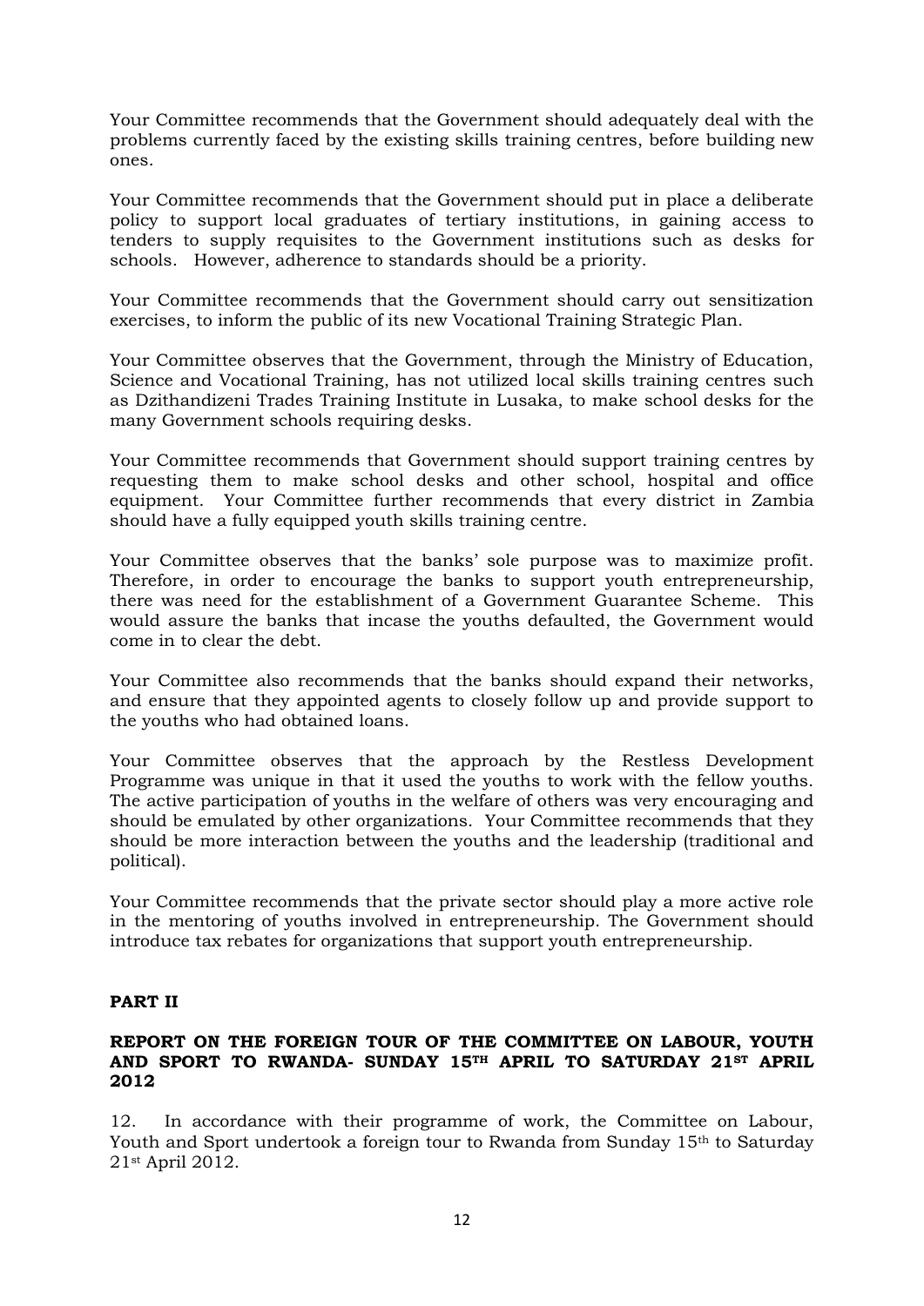Your Committee recommends that the Government should adequately deal with the problems currently faced by the existing skills training centres, before building new ones.

Your Committee recommends that the Government should put in place a deliberate policy to support local graduates of tertiary institutions, in gaining access to tenders to supply requisites to the Government institutions such as desks for schools. However, adherence to standards should be a priority.

Your Committee recommends that the Government should carry out sensitization exercises, to inform the public of its new Vocational Training Strategic Plan.

Your Committee observes that the Government, through the Ministry of Education, Science and Vocational Training, has not utilized local skills training centres such as Dzithandizeni Trades Training Institute in Lusaka, to make school desks for the many Government schools requiring desks.

Your Committee recommends that Government should support training centres by requesting them to make school desks and other school, hospital and office equipment. Your Committee further recommends that every district in Zambia should have a fully equipped youth skills training centre.

Your Committee observes that the banks' sole purpose was to maximize profit. Therefore, in order to encourage the banks to support youth entrepreneurship, there was need for the establishment of a Government Guarantee Scheme. This would assure the banks that incase the youths defaulted, the Government would come in to clear the debt.

Your Committee also recommends that the banks should expand their networks, and ensure that they appointed agents to closely follow up and provide support to the youths who had obtained loans.

Your Committee observes that the approach by the Restless Development Programme was unique in that it used the youths to work with the fellow youths. The active participation of youths in the welfare of others was very encouraging and should be emulated by other organizations. Your Committee recommends that they should be more interaction between the youths and the leadership (traditional and political).

Your Committee recommends that the private sector should play a more active role in the mentoring of youths involved in entrepreneurship. The Government should introduce tax rebates for organizations that support youth entrepreneurship.

## PART II

### REPORT ON THE FOREIGN TOUR OF THE COMMITTEE ON LABOUR, YOUTH AND SPORT TO RWANDA- SUNDAY 15TH APRIL TO SATURDAY 21ST APRIL 2012

12. In accordance with their programme of work, the Committee on Labour, Youth and Sport undertook a foreign tour to Rwanda from Sunday 15th to Saturday 21st April 2012.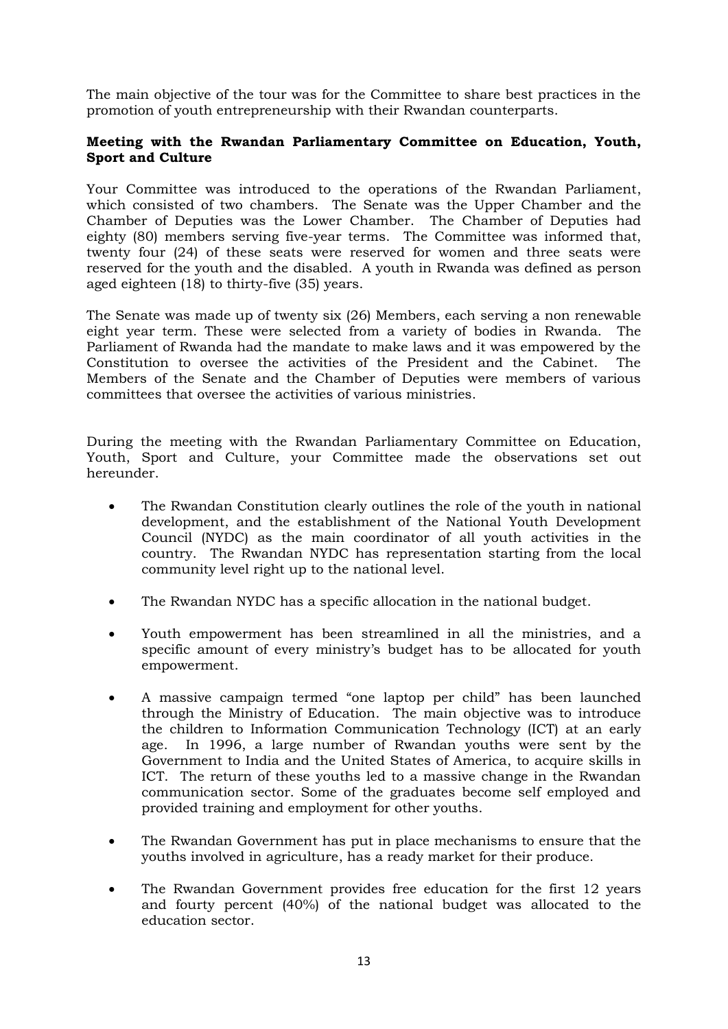The main objective of the tour was for the Committee to share best practices in the promotion of youth entrepreneurship with their Rwandan counterparts.

**Meeting with the Rwandan Parliamentary Committee on Education, Youth, Sport and Culture**

Your Committee was introduced to the operations of the Rwandan Parliament, which consisted of two chambers. The Senate was the Upper Chamber and the Chamber of Deputies was the Lower Chamber. The Chamber of Deputies had eighty (80) members serving five-year terms. The Committee was informed that, twenty four (24) of these seats were reserved for women and three seats were reserved for the youth and the disabled. A youth in Rwanda was defined as person aged eighteen (18) to thirty-five (35) years.

The Senate was made up of twenty six (26) Members, each serving a non renewable eight year term. These were selected from a variety of bodies in Rwanda. The Parliament of Rwanda had the mandate to make laws and it was empowered by the Constitution to oversee the activities of the President and the Cabinet. The Members of the Senate and the Chamber of Deputies were members of various committees that oversee the activities of various ministries.

During the meeting with the Rwandan Parliamentary Committee on Education, Youth, Sport and Culture, your Committee made the observations set out hereunder.

- The Rwandan Constitution clearly outlines the role of the youth in national development, and the establishment of the National Youth Development Council (NYDC) as the main coordinator of all youth activities in the country. The Rwandan NYDC has representation starting from the local community level right up to the national level.

- The Rwandan NYDC has a specific allocation in the national budget.

- Youth empowerment has been streamlined in all the ministries, and a specific amount of every ministry's budget has to be allocated for youth empowerment.

- A massive campaign termed "one laptop per child" has been launched through the Ministry of Education. The main objective was to introduce the children to Information Communication Technology (ICT) at an early age. In 1996, a large number of Rwandan youths were sent by the Government to India and the United States of America, to acquire skills in ICT. The return of these youths led to a massive change in the Rwandan communication sector. Some of the graduates become self employed and provided training and employment for other youths.

- The Rwandan Government has put in place mechanisms to ensure that the youths involved in agriculture, has a ready market for their produce.

- The Rwandan Government provides free education for the first 12 years and fourty percent (40%) of the national budget was allocated to the education sector.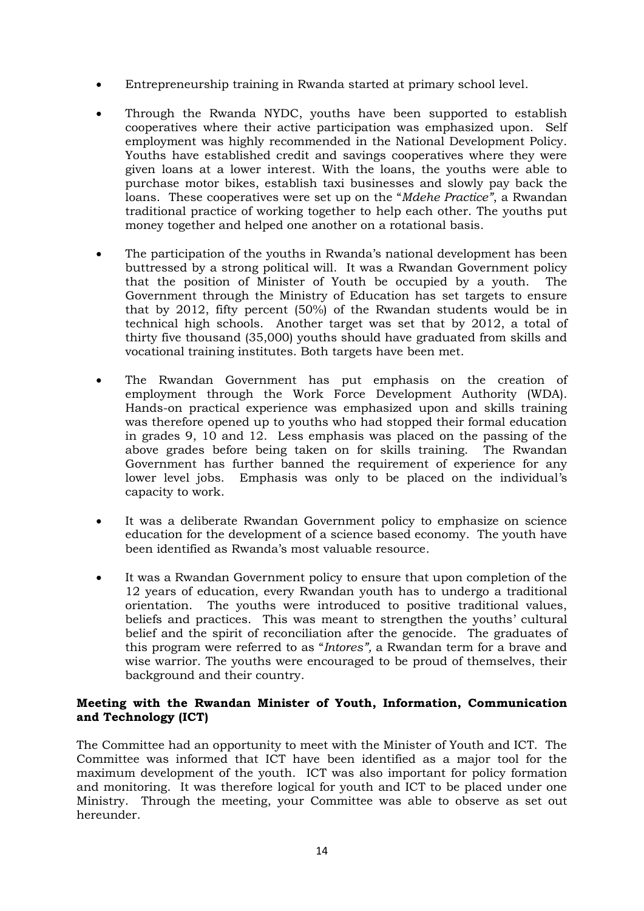- Entrepreneurship training in Rwanda started at primary school level.

- Through the Rwanda NYDC, youths have been supported to establish cooperatives where their active participation was emphasized upon. Self employment was highly recommended in the National Development Policy. Youths have established credit and savings cooperatives where they were given loans at a lower interest. With the loans, the youths were able to purchase motor bikes, establish taxi businesses and slowly pay back the loans. These cooperatives were set up on the "*Mdehe Practice"*, a Rwandan traditional practice of working together to help each other. The youths put money together and helped one another on a rotational basis.

- The participation of the youths in Rwanda's national development has been buttressed by a strong political will. It was a Rwandan Government policy that the position of Minister of Youth be occupied by a youth. The Government through the Ministry of Education has set targets to ensure that by 2012, fifty percent (50%) of the Rwandan students would be in technical high schools. Another target was set that by 2012, a total of thirty five thousand (35,000) youths should have graduated from skills and vocational training institutes. Both targets have been met.

- The Rwandan Government has put emphasis on the creation of employment through the Work Force Development Authority (WDA). Hands-on practical experience was emphasized upon and skills training was therefore opened up to youths who had stopped their formal education in grades 9, 10 and 12. Less emphasis was placed on the passing of the above grades before being taken on for skills training. The Rwandan Government has further banned the requirement of experience for any lower level jobs. Emphasis was only to be placed on the individual's capacity to work.

- It was a deliberate Rwandan Government policy to emphasize on science education for the development of a science based economy. The youth have been identified as Rwanda's most valuable resource.

- It was a Rwandan Government policy to ensure that upon completion of the 12 years of education, every Rwandan youth has to undergo a traditional orientation. The youths were introduced to positive traditional values, beliefs and practices. This was meant to strengthen the youths' cultural belief and the spirit of reconciliation after the genocide. The graduates of this program were referred to as "*Intores",* a Rwandan term for a brave and wise warrior. The youths were encouraged to be proud of themselves, their background and their country.

**Meeting with the Rwandan Minister of Youth, Information, Communication and Technology (ICT)**

The Committee had an opportunity to meet with the Minister of Youth and ICT. The Committee was informed that ICT have been identified as a major tool for the maximum development of the youth. ICT was also important for policy formation and monitoring. It was therefore logical for youth and ICT to be placed under one Ministry. Through the meeting, your Committee was able to observe as set out hereunder.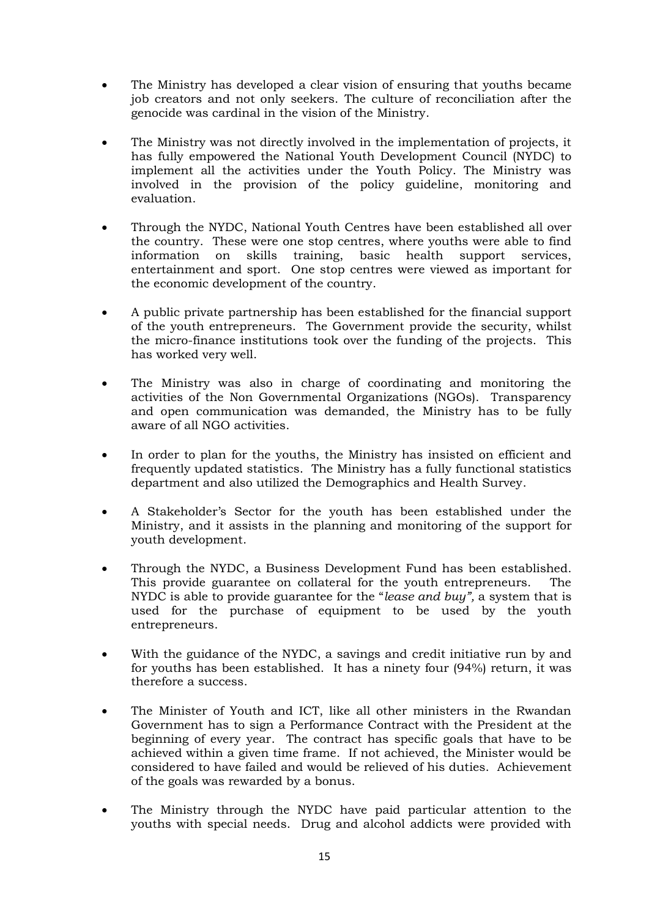- The Ministry has developed a clear vision of ensuring that youths became job creators and not only seekers. The culture of reconciliation after the genocide was cardinal in the vision of the Ministry.

- The Ministry was not directly involved in the implementation of projects, it has fully empowered the National Youth Development Council (NYDC) to implement all the activities under the Youth Policy. The Ministry was involved in the provision of the policy guideline, monitoring and evaluation.

- Through the NYDC, National Youth Centres have been established all over the country. These were one stop centres, where youths were able to find information on skills training, basic health support services, entertainment and sport. One stop centres were viewed as important for the economic development of the country.

- A public private partnership has been established for the financial support of the youth entrepreneurs. The Government provide the security, whilst the micro-finance institutions took over the funding of the projects. This has worked very well.

- The Ministry was also in charge of coordinating and monitoring the activities of the Non Governmental Organizations (NGOs). Transparency and open communication was demanded, the Ministry has to be fully aware of all NGO activities.

- In order to plan for the youths, the Ministry has insisted on efficient and frequently updated statistics. The Ministry has a fully functional statistics department and also utilized the Demographics and Health Survey.

- A Stakeholder's Sector for the youth has been established under the Ministry, and it assists in the planning and monitoring of the support for youth development.

- Through the NYDC, a Business Development Fund has been established. This provide guarantee on collateral for the youth entrepreneurs. The NYDC is able to provide guarantee for the "*lease and buy",* a system that is used for the purchase of equipment to be used by the youth entrepreneurs.

- With the guidance of the NYDC, a savings and credit initiative run by and for youths has been established. It has a ninety four (94%) return, it was therefore a success.

- The Minister of Youth and ICT, like all other ministers in the Rwandan Government has to sign a Performance Contract with the President at the beginning of every year. The contract has specific goals that have to be achieved within a given time frame. If not achieved, the Minister would be considered to have failed and would be relieved of his duties. Achievement of the goals was rewarded by a bonus.

- The Ministry through the NYDC have paid particular attention to the youths with special needs. Drug and alcohol addicts were provided with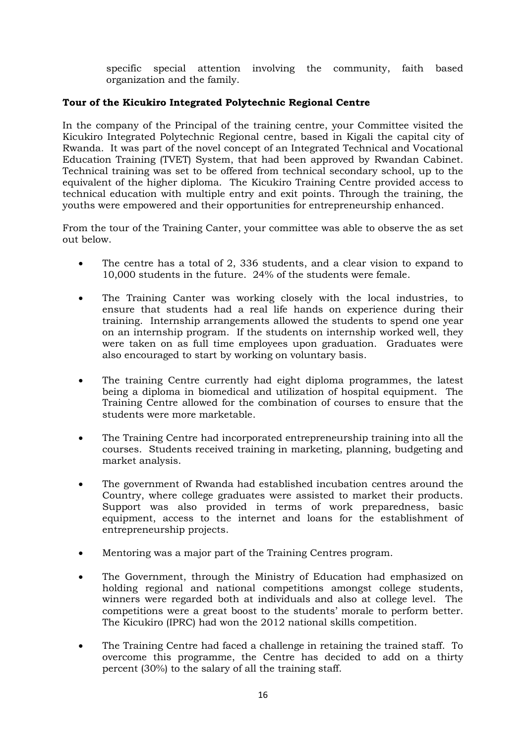specific special attention involving the community, faith based organization and the family.

**Tour of the Kicukiro Integrated Polytechnic Regional Centre**

In the company of the Principal of the training centre, your Committee visited the Kicukiro Integrated Polytechnic Regional centre, based in Kigali the capital city of Rwanda. It was part of the novel concept of an Integrated Technical and Vocational Education Training (TVET) System, that had been approved by Rwandan Cabinet. Technical training was set to be offered from technical secondary school, up to the equivalent of the higher diploma. The Kicukiro Training Centre provided access to technical education with multiple entry and exit points. Through the training, the youths were empowered and their opportunities for entrepreneurship enhanced.

From the tour of the Training Canter, your committee was able to observe the as set out below.

- The centre has a total of 2, 336 students, and a clear vision to expand to 10,000 students in the future. 24% of the students were female.

- The Training Canter was working closely with the local industries, to ensure that students had a real life hands on experience during their training. Internship arrangements allowed the students to spend one year on an internship program. If the students on internship worked well, they were taken on as full time employees upon graduation. Graduates were also encouraged to start by working on voluntary basis.

- The training Centre currently had eight diploma programmes, the latest being a diploma in biomedical and utilization of hospital equipment. The Training Centre allowed for the combination of courses to ensure that the students were more marketable.

- The Training Centre had incorporated entrepreneurship training into all the courses. Students received training in marketing, planning, budgeting and market analysis.

- The government of Rwanda had established incubation centres around the Country, where college graduates were assisted to market their products. Support was also provided in terms of work preparedness, basic equipment, access to the internet and loans for the establishment of entrepreneurship projects.

- Mentoring was a major part of the Training Centres program.

- The Government, through the Ministry of Education had emphasized on holding regional and national competitions amongst college students, winners were regarded both at individuals and also at college level. The competitions were a great boost to the students' morale to perform better. The Kicukiro (IPRC) had won the 2012 national skills competition.

- The Training Centre had faced a challenge in retaining the trained staff. To overcome this programme, the Centre has decided to add on a thirty percent (30%) to the salary of all the training staff.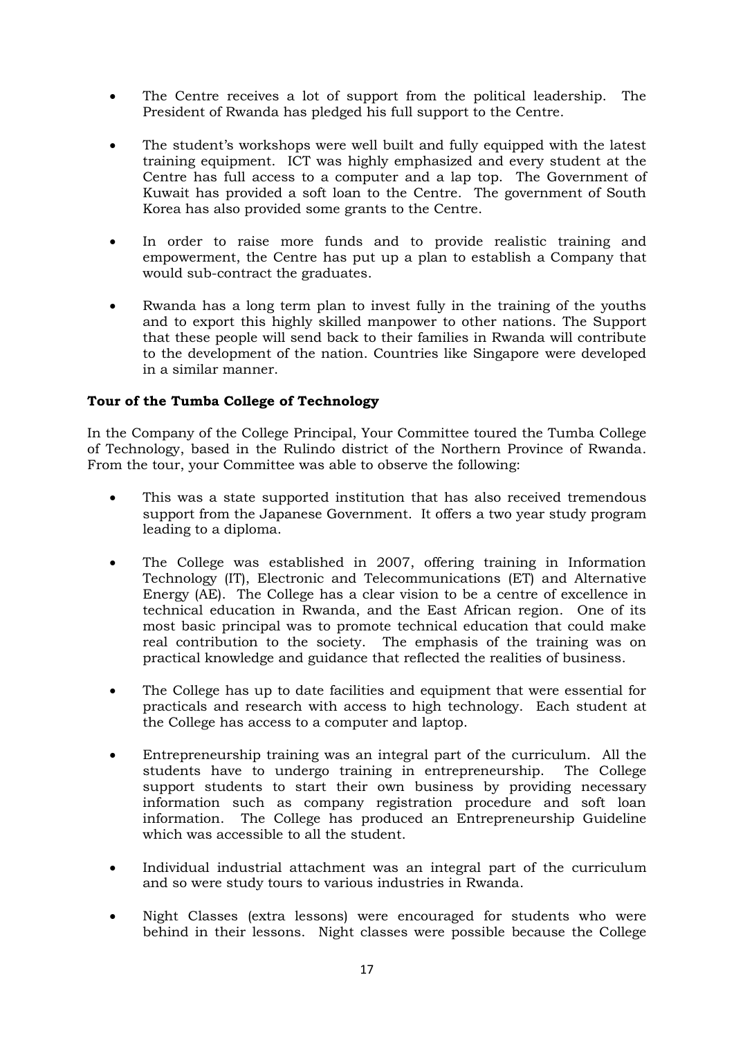- The Centre receives a lot of support from the political leadership. The President of Rwanda has pledged his full support to the Centre.

- The student's workshops were well built and fully equipped with the latest training equipment. ICT was highly emphasized and every student at the Centre has full access to a computer and a lap top. The Government of Kuwait has provided a soft loan to the Centre. The government of South Korea has also provided some grants to the Centre.

- In order to raise more funds and to provide realistic training and empowerment, the Centre has put up a plan to establish a Company that would sub-contract the graduates.

- Rwanda has a long term plan to invest fully in the training of the youths and to export this highly skilled manpower to other nations. The Support that these people will send back to their families in Rwanda will contribute to the development of the nation. Countries like Singapore were developed in a similar manner.

**Tour of the Tumba College of Technology**

In the Company of the College Principal, Your Committee toured the Tumba College of Technology, based in the Rulindo district of the Northern Province of Rwanda. From the tour, your Committee was able to observe the following:

- This was a state supported institution that has also received tremendous support from the Japanese Government. It offers a two year study program leading to a diploma.

- The College was established in 2007, offering training in Information Technology (IT), Electronic and Telecommunications (ET) and Alternative Energy (AE). The College has a clear vision to be a centre of excellence in technical education in Rwanda, and the East African region. One of its most basic principal was to promote technical education that could make real contribution to the society. The emphasis of the training was on practical knowledge and guidance that reflected the realities of business.

- The College has up to date facilities and equipment that were essential for practicals and research with access to high technology. Each student at the College has access to a computer and laptop.

- Entrepreneurship training was an integral part of the curriculum. All the students have to undergo training in entrepreneurship. The College support students to start their own business by providing necessary information such as company registration procedure and soft loan information. The College has produced an Entrepreneurship Guideline which was accessible to all the student.

- Individual industrial attachment was an integral part of the curriculum and so were study tours to various industries in Rwanda.

- Night Classes (extra lessons) were encouraged for students who were behind in their lessons. Night classes were possible because the College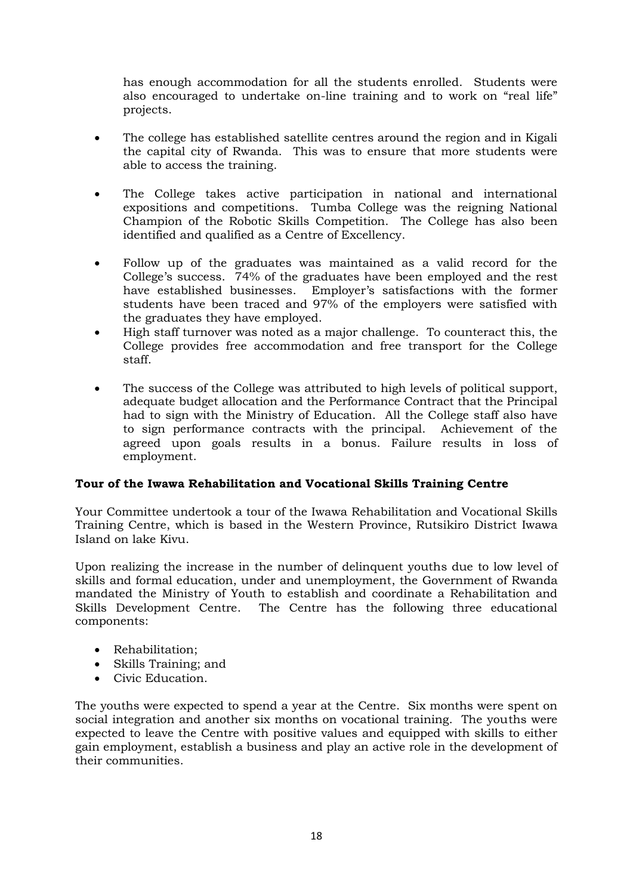has enough accommodation for all the students enrolled. Students were also encouraged to undertake on-line training and to work on "real life" projects.

- The college has established satellite centres around the region and in Kigali the capital city of Rwanda. This was to ensure that more students were able to access the training.
- The College takes active participation in national and international expositions and competitions. Tumba College was the reigning National Champion of the Robotic Skills Competition. The College has also been identified and qualified as a Centre of Excellency.
- Follow up of the graduates was maintained as a valid record for the College's success. 74% of the graduates have been employed and the rest have established businesses. Employer's satisfactions with the former students have been traced and 97% of the employers were satisfied with the graduates they have employed.
- High staff turnover was noted as a major challenge. To counteract this, the College provides free accommodation and free transport for the College staff.
- The success of the College was attributed to high levels of political support, adequate budget allocation and the Performance Contract that the Principal had to sign with the Ministry of Education. All the College staff also have to sign performance contracts with the principal. Achievement of the agreed upon goals results in a bonus. Failure results in loss of employment.

**Tour of the Iwawa Rehabilitation and Vocational Skills Training Centre**

Your Committee undertook a tour of the Iwawa Rehabilitation and Vocational Skills Training Centre, which is based in the Western Province, Rutsikiro District Iwawa Island on lake Kivu.

Upon realizing the increase in the number of delinquent youths due to low level of skills and formal education, under and unemployment, the Government of Rwanda mandated the Ministry of Youth to establish and coordinate a Rehabilitation and Skills Development Centre. The Centre has the following three educational components:

- Rehabilitation;
- Skills Training; and
- Civic Education.

The youths were expected to spend a year at the Centre. Six months were spent on social integration and another six months on vocational training. The youths were expected to leave the Centre with positive values and equipped with skills to either gain employment, establish a business and play an active role in the development of their communities.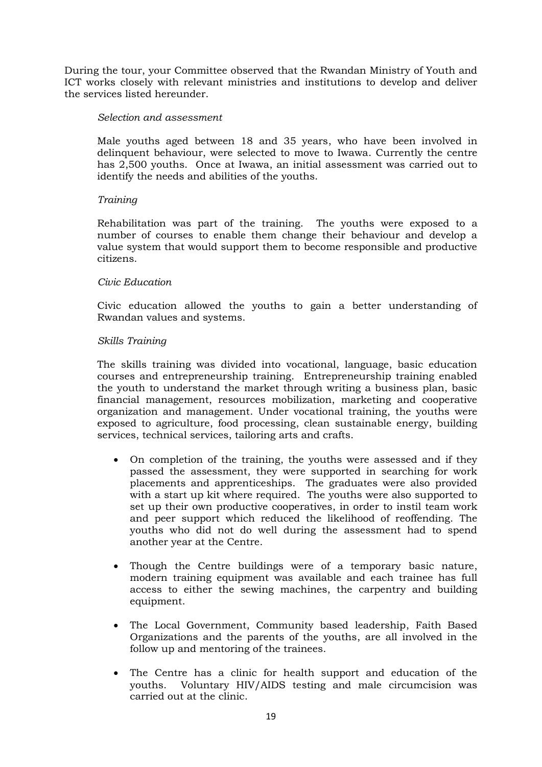During the tour, your Committee observed that the Rwandan Ministry of Youth and ICT works closely with relevant ministries and institutions to develop and deliver the services listed hereunder.

*Selection and assessment*

Male youths aged between 18 and 35 years, who have been involved in delinquent behaviour, were selected to move to Iwawa. Currently the centre has 2,500 youths. Once at Iwawa, an initial assessment was carried out to identify the needs and abilities of the youths.

*Training*

Rehabilitation was part of the training. The youths were exposed to a number of courses to enable them change their behaviour and develop a value system that would support them to become responsible and productive citizens.

*Civic Education*

Civic education allowed the youths to gain a better understanding of Rwandan values and systems.

*Skills Training*

The skills training was divided into vocational, language, basic education courses and entrepreneurship training. Entrepreneurship training enabled the youth to understand the market through writing a business plan, basic financial management, resources mobilization, marketing and cooperative organization and management. Under vocational training, the youths were exposed to agriculture, food processing, clean sustainable energy, building services, technical services, tailoring arts and crafts.

- On completion of the training, the youths were assessed and if they passed the assessment, they were supported in searching for work placements and apprenticeships. The graduates were also provided with a start up kit where required. The youths were also supported to set up their own productive cooperatives, in order to instil team work and peer support which reduced the likelihood of reoffending. The youths who did not do well during the assessment had to spend another year at the Centre.

- Though the Centre buildings were of a temporary basic nature, modern training equipment was available and each trainee has full access to either the sewing machines, the carpentry and building equipment.

- The Local Government, Community based leadership, Faith Based Organizations and the parents of the youths, are all involved in the follow up and mentoring of the trainees.

- The Centre has a clinic for health support and education of the youths. Voluntary HIV/AIDS testing and male circumcision was carried out at the clinic.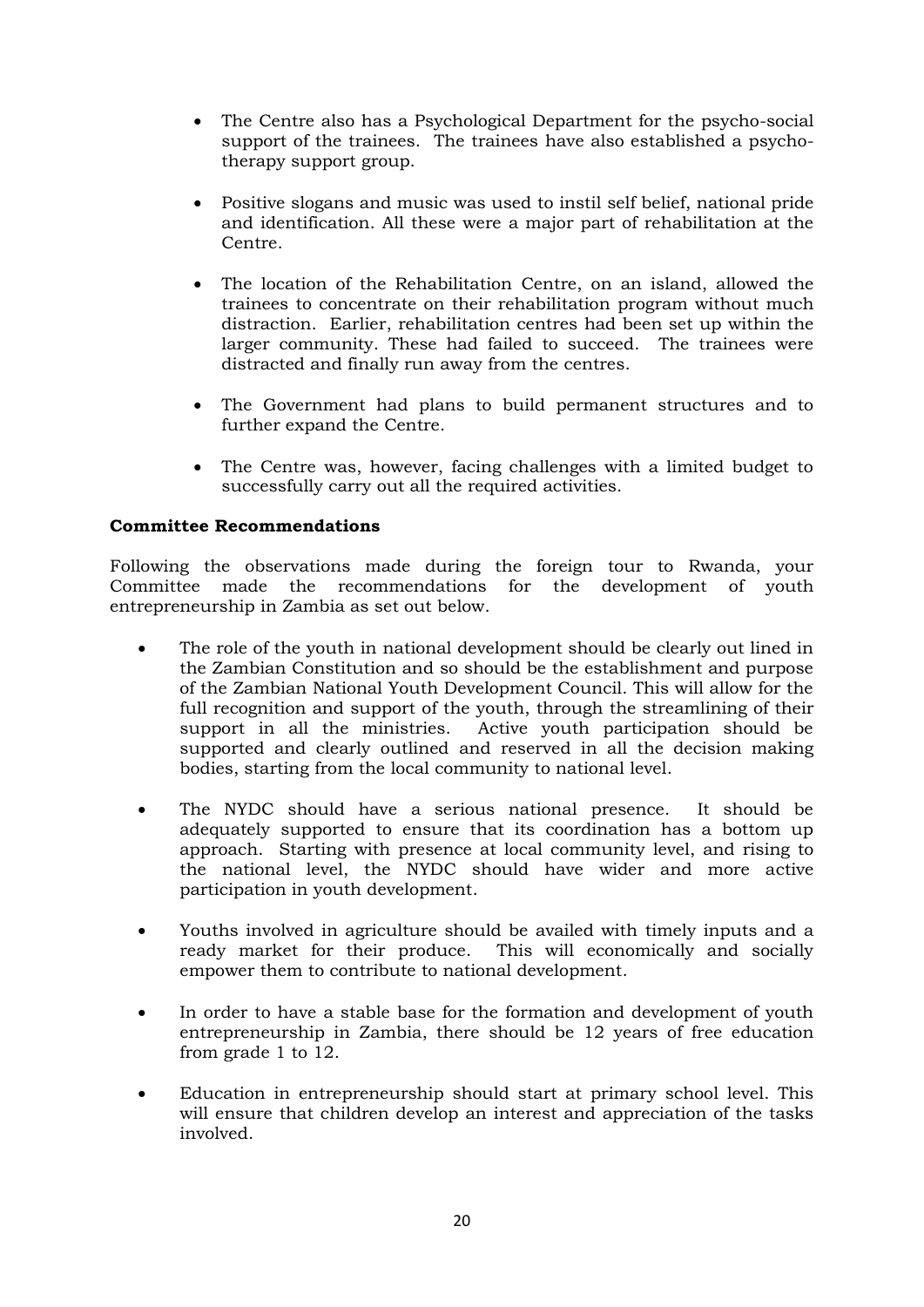- The Centre also has a Psychological Department for the psycho-social support of the trainees. The trainees have also established a psycho-therapy support group.

- Positive slogans and music was used to instil self belief, national pride and identification. All these were a major part of rehabilitation at the Centre.

- The location of the Rehabilitation Centre, on an island, allowed the trainees to concentrate on their rehabilitation program without much distraction. Earlier, rehabilitation centres had been set up within the larger community. These had failed to succeed. The trainees were distracted and finally run away from the centres.

- The Government had plans to build permanent structures and to further expand the Centre.

- The Centre was, however, facing challenges with a limited budget to successfully carry out all the required activities.

**Committee Recommendations**

Following the observations made during the foreign tour to Rwanda, your Committee made the recommendations for the development of youth entrepreneurship in Zambia as set out below.

- The role of the youth in national development should be clearly out lined in the Zambian Constitution and so should be the establishment and purpose of the Zambian National Youth Development Council. This will allow for the full recognition and support of the youth, through the streamlining of their support in all the ministries. Active youth participation should be supported and clearly outlined and reserved in all the decision making bodies, starting from the local community to national level.

- The NYDC should have a serious national presence. It should be adequately supported to ensure that its coordination has a bottom up approach. Starting with presence at local community level, and rising to the national level, the NYDC should have wider and more active participation in youth development.

- Youths involved in agriculture should be availed with timely inputs and a ready market for their produce. This will economically and socially empower them to contribute to national development.

- In order to have a stable base for the formation and development of youth entrepreneurship in Zambia, there should be 12 years of free education from grade 1 to 12.

- Education in entrepreneurship should start at primary school level. This will ensure that children develop an interest and appreciation of the tasks involved.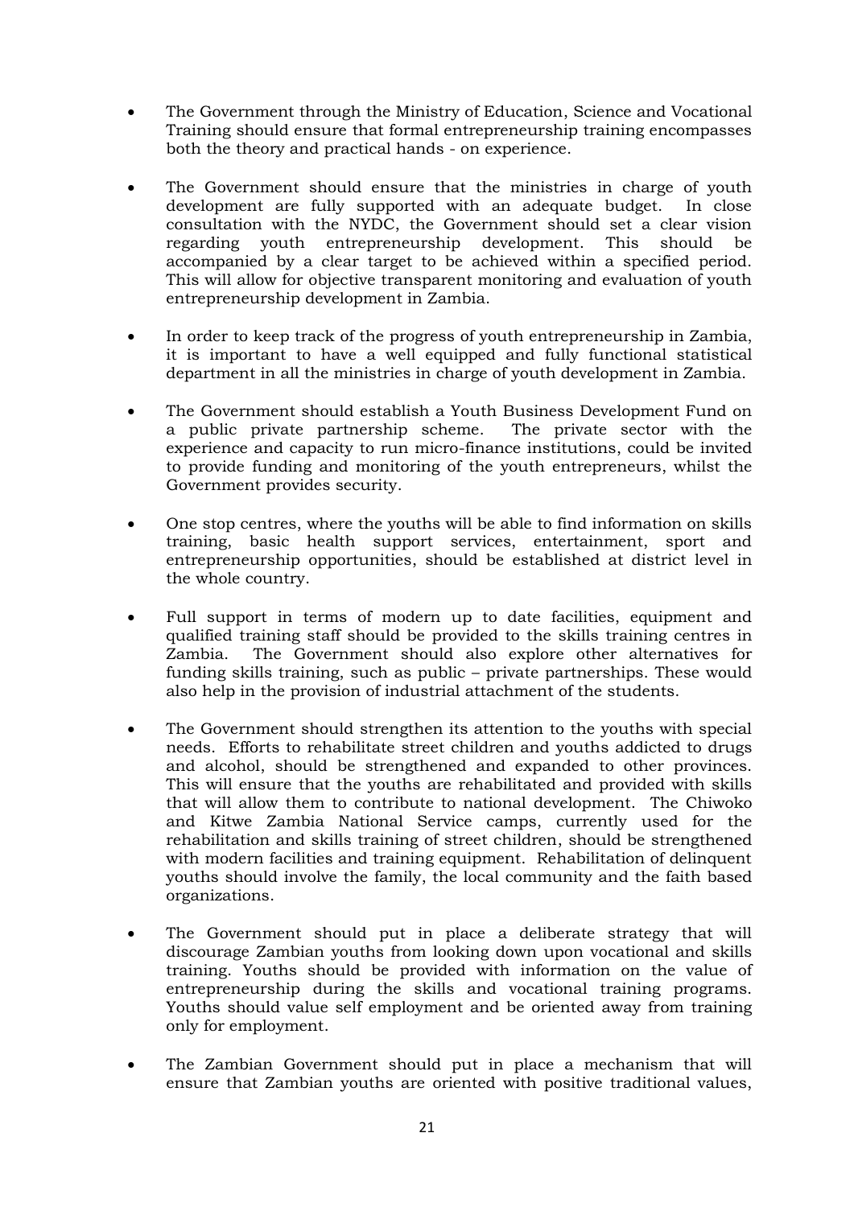- The Government through the Ministry of Education, Science and Vocational Training should ensure that formal entrepreneurship training encompasses both the theory and practical hands - on experience.

- The Government should ensure that the ministries in charge of youth development are fully supported with an adequate budget. In close consultation with the NYDC, the Government should set a clear vision regarding youth entrepreneurship development. This should be accompanied by a clear target to be achieved within a specified period. This will allow for objective transparent monitoring and evaluation of youth entrepreneurship development in Zambia.

- In order to keep track of the progress of youth entrepreneurship in Zambia, it is important to have a well equipped and fully functional statistical department in all the ministries in charge of youth development in Zambia.

- The Government should establish a Youth Business Development Fund on a public private partnership scheme. The private sector with the experience and capacity to run micro-finance institutions, could be invited to provide funding and monitoring of the youth entrepreneurs, whilst the Government provides security.

- One stop centres, where the youths will be able to find information on skills training, basic health support services, entertainment, sport and entrepreneurship opportunities, should be established at district level in the whole country.

- Full support in terms of modern up to date facilities, equipment and qualified training staff should be provided to the skills training centres in Zambia. The Government should also explore other alternatives for funding skills training, such as public – private partnerships. These would also help in the provision of industrial attachment of the students.

- The Government should strengthen its attention to the youths with special needs. Efforts to rehabilitate street children and youths addicted to drugs and alcohol, should be strengthened and expanded to other provinces. This will ensure that the youths are rehabilitated and provided with skills that will allow them to contribute to national development. The Chiwoko and Kitwe Zambia National Service camps, currently used for the rehabilitation and skills training of street children, should be strengthened with modern facilities and training equipment. Rehabilitation of delinquent youths should involve the family, the local community and the faith based organizations.

- The Government should put in place a deliberate strategy that will discourage Zambian youths from looking down upon vocational and skills training. Youths should be provided with information on the value of entrepreneurship during the skills and vocational training programs. Youths should value self employment and be oriented away from training only for employment.

- The Zambian Government should put in place a mechanism that will ensure that Zambian youths are oriented with positive traditional values,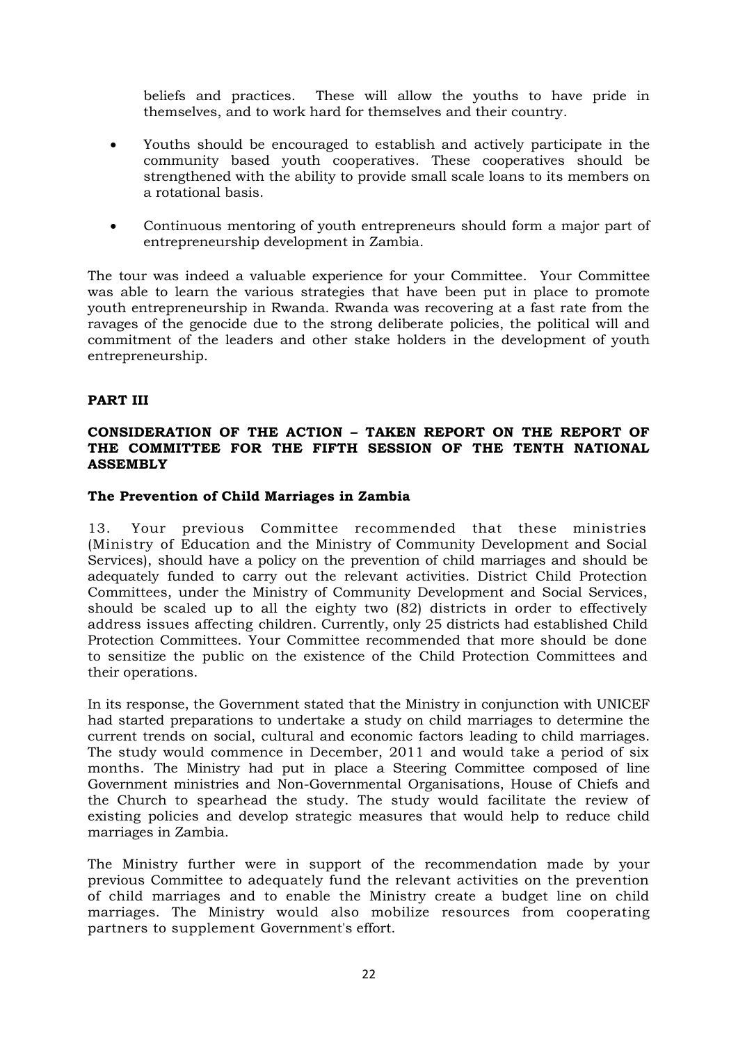beliefs and practices. These will allow the youths to have pride in themselves, and to work hard for themselves and their country.

- Youths should be encouraged to establish and actively participate in the community based youth cooperatives. These cooperatives should be strengthened with the ability to provide small scale loans to its members on a rotational basis.

- Continuous mentoring of youth entrepreneurs should form a major part of entrepreneurship development in Zambia.

The tour was indeed a valuable experience for your Committee. Your Committee was able to learn the various strategies that have been put in place to promote youth entrepreneurship in Rwanda. Rwanda was recovering at a fast rate from the ravages of the genocide due to the strong deliberate policies, the political will and commitment of the leaders and other stake holders in the development of youth entrepreneurship.

## PART III

### CONSIDERATION OF THE ACTION – TAKEN REPORT ON THE REPORT OF THE COMMITTEE FOR THE FIFTH SESSION OF THE TENTH NATIONAL ASSEMBLY

#### The Prevention of Child Marriages in Zambia

13. Your previous Committee recommended that these ministries (Ministry of Education and the Ministry of Community Development and Social Services), should have a policy on the prevention of child marriages and should be adequately funded to carry out the relevant activities. District Child Protection Committees, under the Ministry of Community Development and Social Services, should be scaled up to all the eighty two (82) districts in order to effectively address issues affecting children. Currently, only 25 districts had established Child Protection Committees. Your Committee recommended that more should be done to sensitize the public on the existence of the Child Protection Committees and their operations.

In its response, the Government stated that the Ministry in conjunction with UNICEF had started preparations to undertake a study on child marriages to determine the current trends on social, cultural and economic factors leading to child marriages. The study would commence in December, 2011 and would take a period of six months. The Ministry had put in place a Steering Committee composed of line Government ministries and Non-Governmental Organisations, House of Chiefs and the Church to spearhead the study. The study would facilitate the review of existing policies and develop strategic measures that would help to reduce child marriages in Zambia.

The Ministry further were in support of the recommendation made by your previous Committee to adequately fund the relevant activities on the prevention of child marriages and to enable the Ministry create a budget line on child marriages. The Ministry would also mobilize resources from cooperating partners to supplement Government's effort.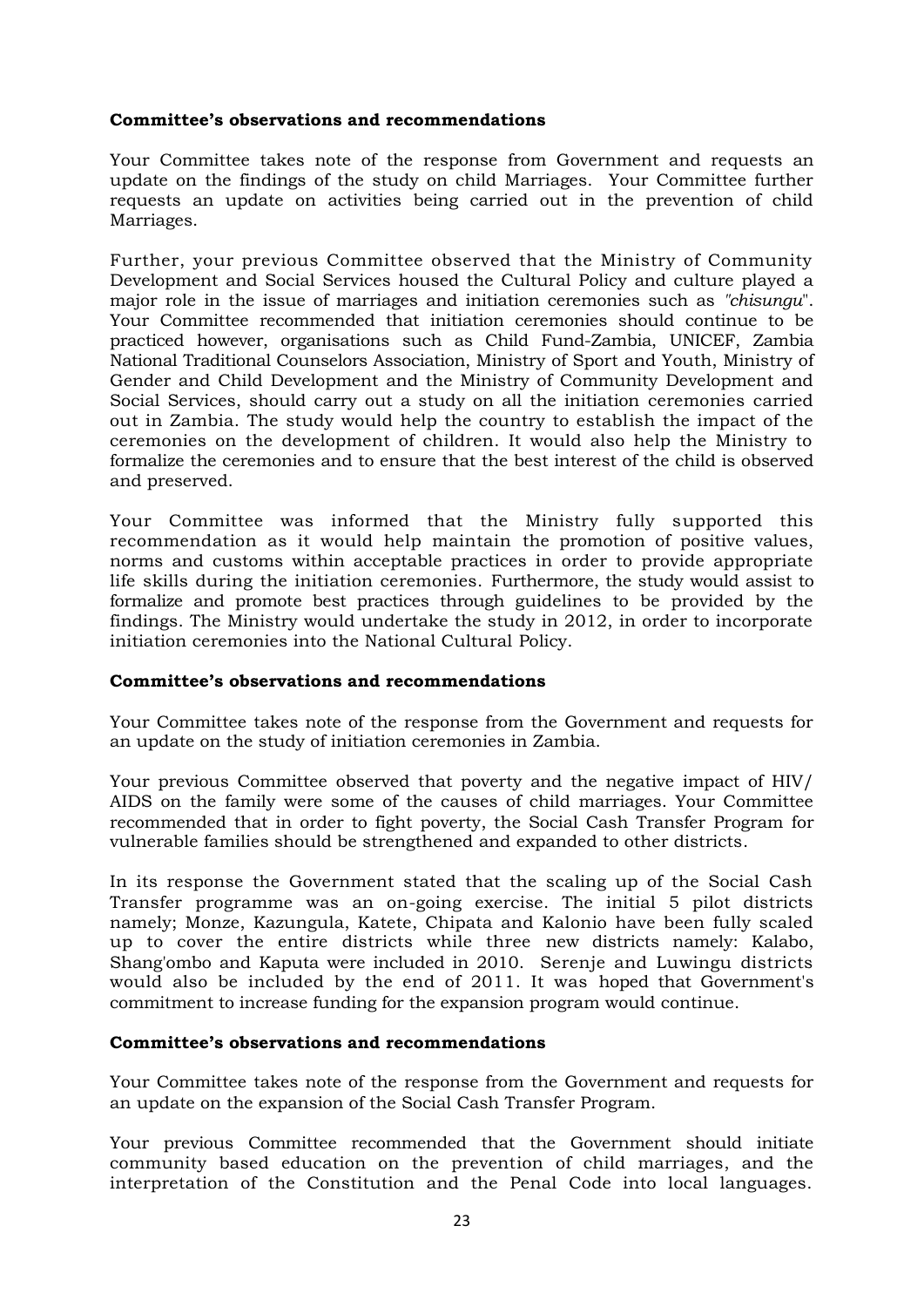**Committee's observations and recommendations**

Your Committee takes note of the response from Government and requests an update on the findings of the study on child Marriages. Your Committee further requests an update on activities being carried out in the prevention of child Marriages.

Further, your previous Committee observed that the Ministry of Community Development and Social Services housed the Cultural Policy and culture played a major role in the issue of marriages and initiation ceremonies such as *"chisungu*". Your Committee recommended that initiation ceremonies should continue to be practiced however, organisations such as Child Fund-Zambia, UNICEF, Zambia National Traditional Counselors Association, Ministry of Sport and Youth, Ministry of Gender and Child Development and the Ministry of Community Development and Social Services, should carry out a study on all the initiation ceremonies carried out in Zambia. The study would help the country to establish the impact of the ceremonies on the development of children. It would also help the Ministry to formalize the ceremonies and to ensure that the best interest of the child is observed and preserved.

Your Committee was informed that the Ministry fully supported this recommendation as it would help maintain the promotion of positive values, norms and customs within acceptable practices in order to provide appropriate life skills during the initiation ceremonies. Furthermore, the study would assist to formalize and promote best practices through guidelines to be provided by the findings. The Ministry would undertake the study in 2012, in order to incorporate initiation ceremonies into the National Cultural Policy.

**Committee's observations and recommendations**

Your Committee takes note of the response from the Government and requests for an update on the study of initiation ceremonies in Zambia.

Your previous Committee observed that poverty and the negative impact of HIV/AIDS on the family were some of the causes of child marriages. Your Committee recommended that in order to fight poverty, the Social Cash Transfer Program for vulnerable families should be strengthened and expanded to other districts.

In its response the Government stated that the scaling up of the Social Cash Transfer programme was an on-going exercise. The initial 5 pilot districts namely; Monze, Kazungula, Katete, Chipata and Kalonio have been fully scaled up to cover the entire districts while three new districts namely: Kalabo, Shang'ombo and Kaputa were included in 2010. Serenje and Luwingu districts would also be included by the end of 2011. It was hoped that Government's commitment to increase funding for the expansion program would continue.

**Committee's observations and recommendations**

Your Committee takes note of the response from the Government and requests for an update on the expansion of the Social Cash Transfer Program.

Your previous Committee recommended that the Government should initiate community based education on the prevention of child marriages, and the interpretation of the Constitution and the Penal Code into local languages.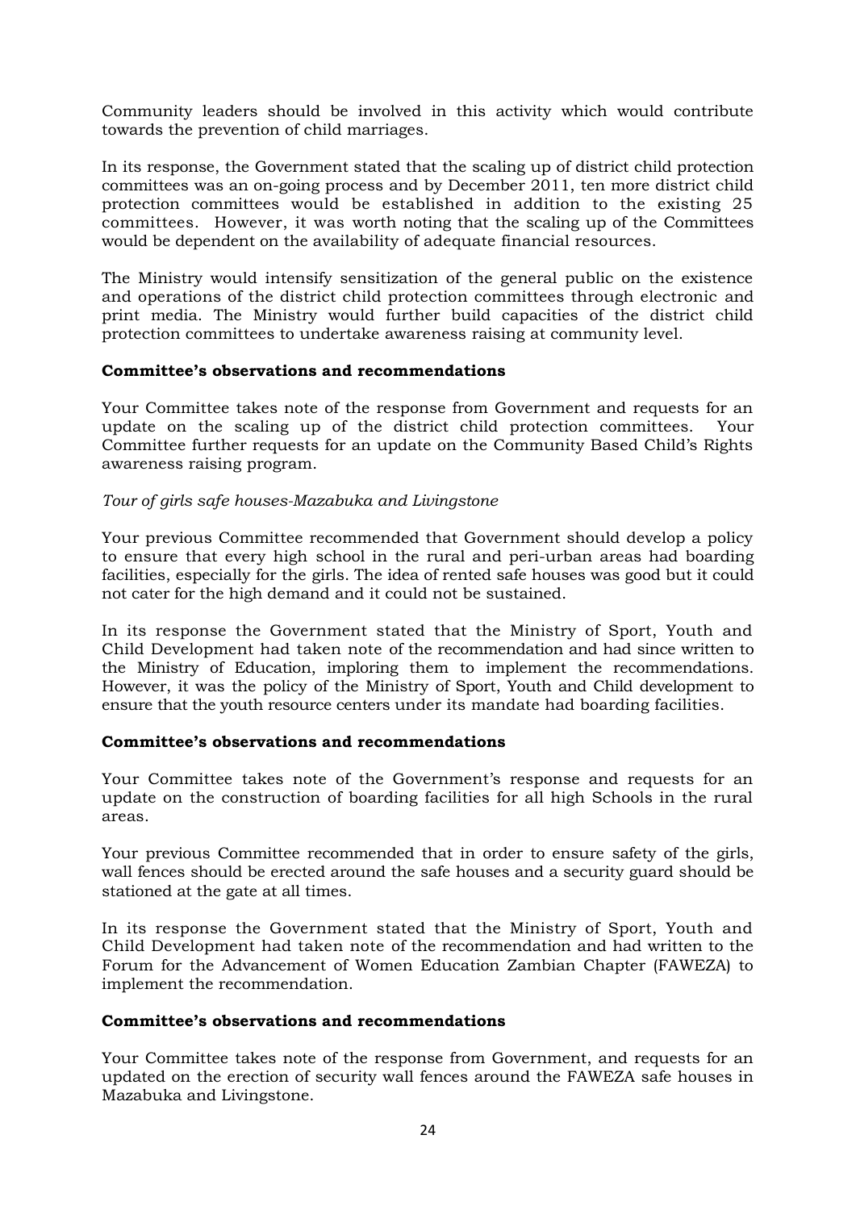Community leaders should be involved in this activity which would contribute towards the prevention of child marriages.

In its response, the Government stated that the scaling up of district child protection committees was an on-going process and by December 2011, ten more district child protection committees would be established in addition to the existing 25 committees. However, it was worth noting that the scaling up of the Committees would be dependent on the availability of adequate financial resources.

The Ministry would intensify sensitization of the general public on the existence and operations of the district child protection committees through electronic and print media. The Ministry would further build capacities of the district child protection committees to undertake awareness raising at community level.

**Committee's observations and recommendations**

Your Committee takes note of the response from Government and requests for an update on the scaling up of the district child protection committees. Your Committee further requests for an update on the Community Based Child's Rights awareness raising program.

*Tour of girls safe houses-Mazabuka and Livingstone*

Your previous Committee recommended that Government should develop a policy to ensure that every high school in the rural and peri-urban areas had boarding facilities, especially for the girls. The idea of rented safe houses was good but it could not cater for the high demand and it could not be sustained.

In its response the Government stated that the Ministry of Sport, Youth and Child Development had taken note of the recommendation and had since written to the Ministry of Education, imploring them to implement the recommendations. However, it was the policy of the Ministry of Sport, Youth and Child development to ensure that the youth resource centers under its mandate had boarding facilities.

**Committee's observations and recommendations**

Your Committee takes note of the Government's response and requests for an update on the construction of boarding facilities for all high Schools in the rural areas.

Your previous Committee recommended that in order to ensure safety of the girls, wall fences should be erected around the safe houses and a security guard should be stationed at the gate at all times.

In its response the Government stated that the Ministry of Sport, Youth and Child Development had taken note of the recommendation and had written to the Forum for the Advancement of Women Education Zambian Chapter (FAWEZA) to implement the recommendation.

**Committee's observations and recommendations**

Your Committee takes note of the response from Government, and requests for an updated on the erection of security wall fences around the FAWEZA safe houses in Mazabuka and Livingstone.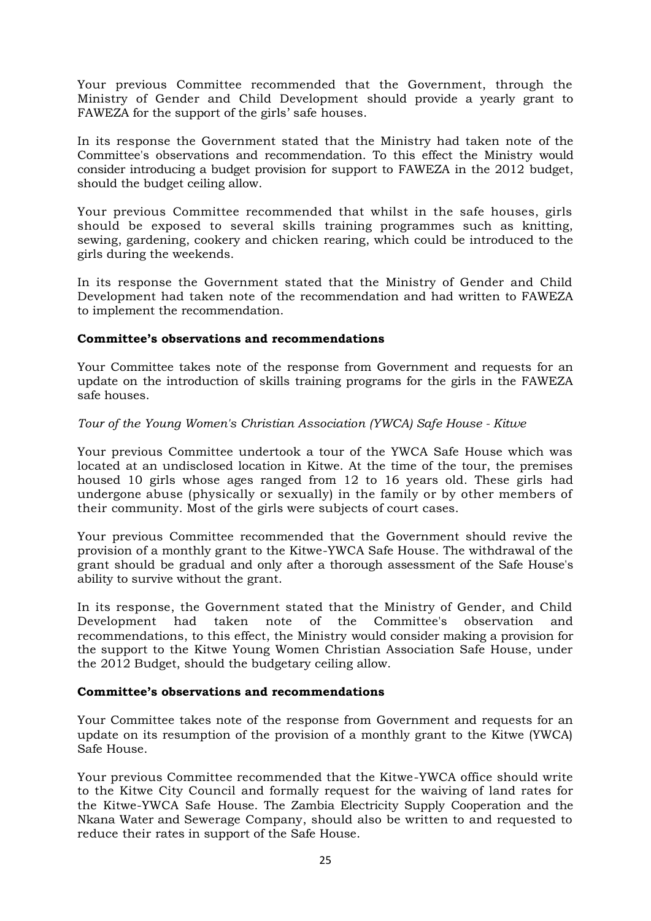Your previous Committee recommended that the Government, through the Ministry of Gender and Child Development should provide a yearly grant to FAWEZA for the support of the girls' safe houses.

In its response the Government stated that the Ministry had taken note of the Committee's observations and recommendation. To this effect the Ministry would consider introducing a budget provision for support to FAWEZA in the 2012 budget, should the budget ceiling allow.

Your previous Committee recommended that whilst in the safe houses, girls should be exposed to several skills training programmes such as knitting, sewing, gardening, cookery and chicken rearing, which could be introduced to the girls during the weekends.

In its response the Government stated that the Ministry of Gender and Child Development had taken note of the recommendation and had written to FAWEZA to implement the recommendation.

**Committee's observations and recommendations**

Your Committee takes note of the response from Government and requests for an update on the introduction of skills training programs for the girls in the FAWEZA safe houses.

*Tour of the Young Women's Christian Association (YWCA) Safe House - Kitwe*

Your previous Committee undertook a tour of the YWCA Safe House which was located at an undisclosed location in Kitwe. At the time of the tour, the premises housed 10 girls whose ages ranged from 12 to 16 years old. These girls had undergone abuse (physically or sexually) in the family or by other members of their community. Most of the girls were subjects of court cases.

Your previous Committee recommended that the Government should revive the provision of a monthly grant to the Kitwe-YWCA Safe House. The withdrawal of the grant should be gradual and only after a thorough assessment of the Safe House's ability to survive without the grant.

In its response, the Government stated that the Ministry of Gender, and Child Development had taken note of the Committee's observation and recommendations, to this effect, the Ministry would consider making a provision for the support to the Kitwe Young Women Christian Association Safe House, under the 2012 Budget, should the budgetary ceiling allow.

**Committee's observations and recommendations**

Your Committee takes note of the response from Government and requests for an update on its resumption of the provision of a monthly grant to the Kitwe (YWCA) Safe House.

Your previous Committee recommended that the Kitwe-YWCA office should write to the Kitwe City Council and formally request for the waiving of land rates for the Kitwe-YWCA Safe House. The Zambia Electricity Supply Cooperation and the Nkana Water and Sewerage Company, should also be written to and requested to reduce their rates in support of the Safe House.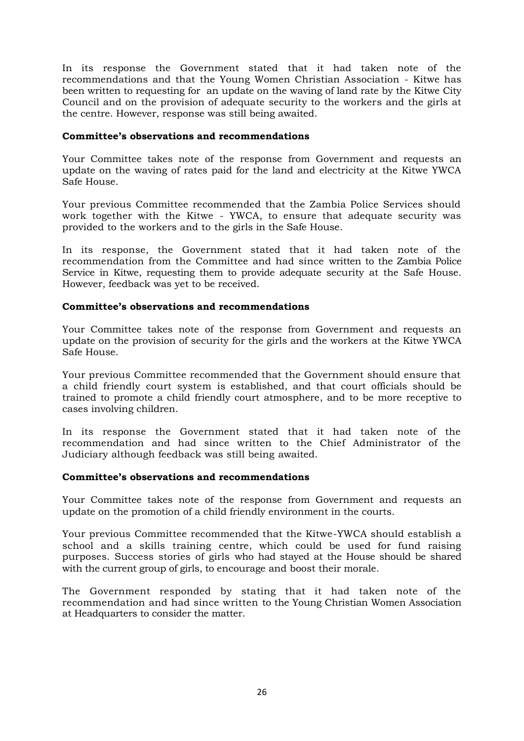In its response the Government stated that it had taken note of the recommendations and that the Young Women Christian Association - Kitwe has been written to requesting for an update on the waving of land rate by the Kitwe City Council and on the provision of adequate security to the workers and the girls at the centre. However, response was still being awaited.

**Committee's observations and recommendations**

Your Committee takes note of the response from Government and requests an update on the waving of rates paid for the land and electricity at the Kitwe YWCA Safe House.

Your previous Committee recommended that the Zambia Police Services should work together with the Kitwe - YWCA, to ensure that adequate security was provided to the workers and to the girls in the Safe House.

In its response, the Government stated that it had taken note of the recommendation from the Committee and had since written to the Zambia Police Service in Kitwe, requesting them to provide adequate security at the Safe House. However, feedback was yet to be received.

**Committee's observations and recommendations**

Your Committee takes note of the response from Government and requests an update on the provision of security for the girls and the workers at the Kitwe YWCA Safe House.

Your previous Committee recommended that the Government should ensure that a child friendly court system is established, and that court officials should be trained to promote a child friendly court atmosphere, and to be more receptive to cases involving children.

In its response the Government stated that it had taken note of the recommendation and had since written to the Chief Administrator of the Judiciary although feedback was still being awaited.

**Committee's observations and recommendations**

Your Committee takes note of the response from Government and requests an update on the promotion of a child friendly environment in the courts.

Your previous Committee recommended that the Kitwe-YWCA should establish a school and a skills training centre, which could be used for fund raising purposes. Success stories of girls who had stayed at the House should be shared with the current group of girls, to encourage and boost their morale.

The Government responded by stating that it had taken note of the recommendation and had since written to the Young Christian Women Association at Headquarters to consider the matter.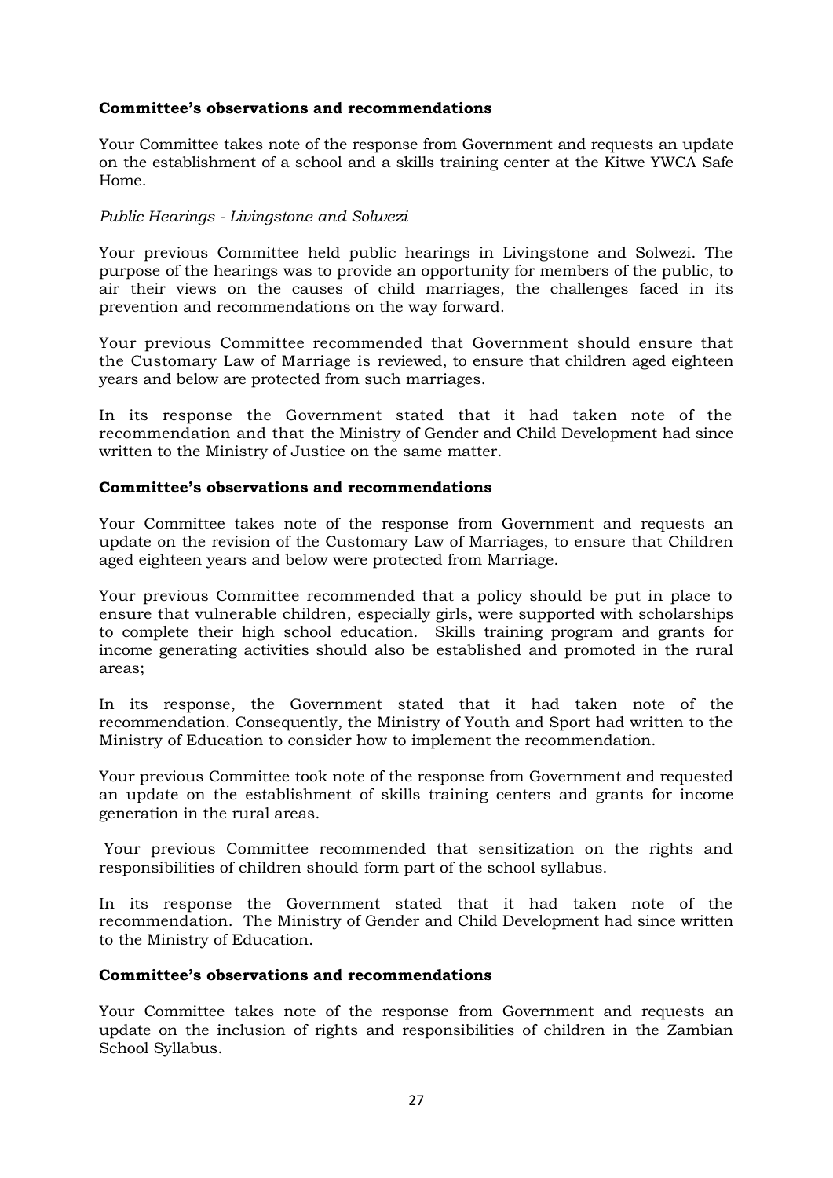**Committee's observations and recommendations**

Your Committee takes note of the response from Government and requests an update on the establishment of a school and a skills training center at the Kitwe YWCA Safe Home.

*Public Hearings - Livingstone and Solwezi*

Your previous Committee held public hearings in Livingstone and Solwezi. The purpose of the hearings was to provide an opportunity for members of the public, to air their views on the causes of child marriages, the challenges faced in its prevention and recommendations on the way forward.

Your previous Committee recommended that Government should ensure that the Customary Law of Marriage is reviewed, to ensure that children aged eighteen years and below are protected from such marriages.

In its response the Government stated that it had taken note of the recommendation and that the Ministry of Gender and Child Development had since written to the Ministry of Justice on the same matter.

**Committee's observations and recommendations**

Your Committee takes note of the response from Government and requests an update on the revision of the Customary Law of Marriages, to ensure that Children aged eighteen years and below were protected from Marriage.

Your previous Committee recommended that a policy should be put in place to ensure that vulnerable children, especially girls, were supported with scholarships to complete their high school education. Skills training program and grants for income generating activities should also be established and promoted in the rural areas;

In its response, the Government stated that it had taken note of the recommendation. Consequently, the Ministry of Youth and Sport had written to the Ministry of Education to consider how to implement the recommendation.

Your previous Committee took note of the response from Government and requested an update on the establishment of skills training centers and grants for income generation in the rural areas.

Your previous Committee recommended that sensitization on the rights and responsibilities of children should form part of the school syllabus.

In its response the Government stated that it had taken note of the recommendation. The Ministry of Gender and Child Development had since written to the Ministry of Education.

**Committee's observations and recommendations**

Your Committee takes note of the response from Government and requests an update on the inclusion of rights and responsibilities of children in the Zambian School Syllabus.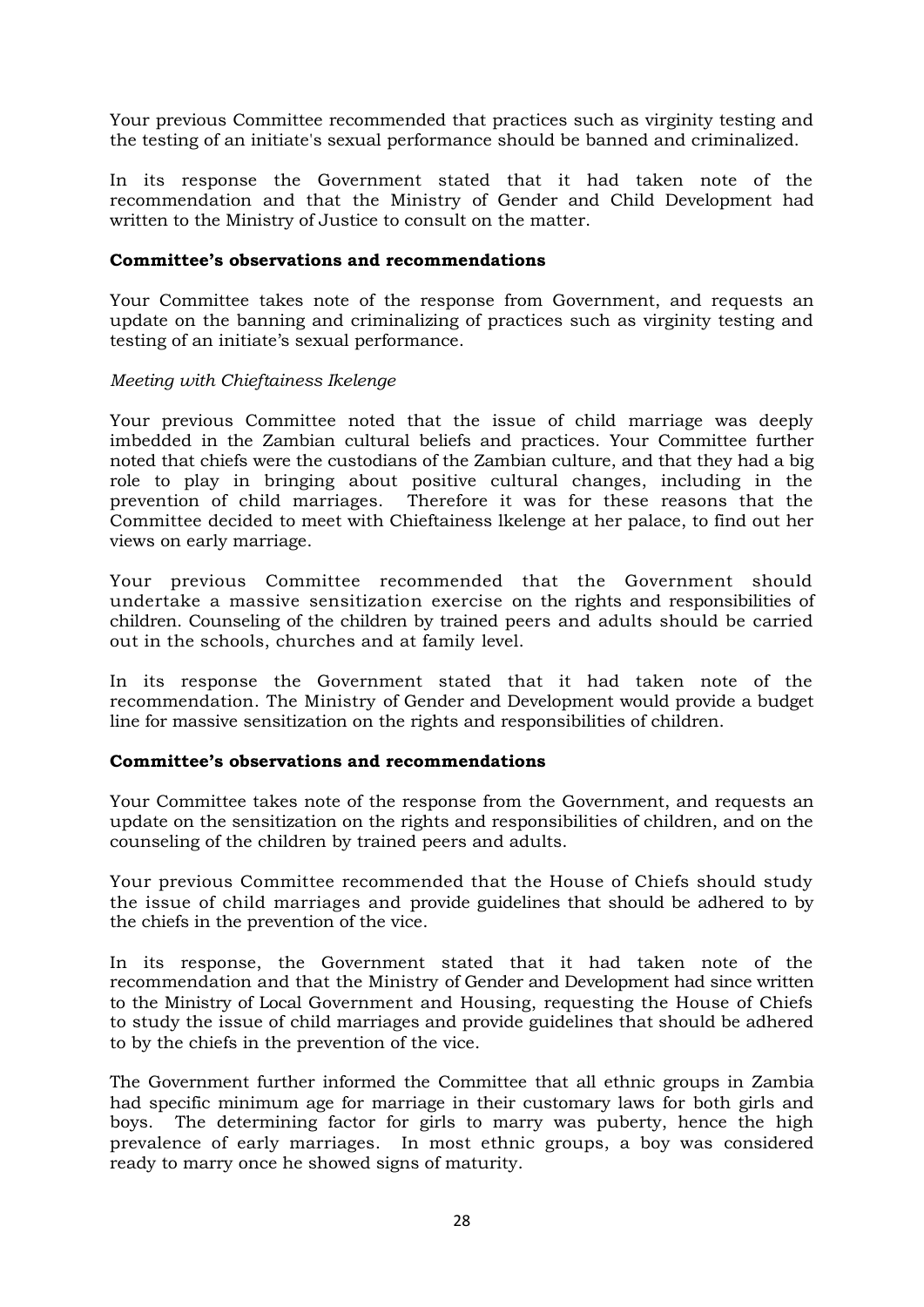Your previous Committee recommended that practices such as virginity testing and the testing of an initiate's sexual performance should be banned and criminalized.

In its response the Government stated that it had taken note of the recommendation and that the Ministry of Gender and Child Development had written to the Ministry of Justice to consult on the matter.

**Committee's observations and recommendations**

Your Committee takes note of the response from Government, and requests an update on the banning and criminalizing of practices such as virginity testing and testing of an initiate's sexual performance.

*Meeting with Chieftainess Ikelenge*

Your previous Committee noted that the issue of child marriage was deeply imbedded in the Zambian cultural beliefs and practices. Your Committee further noted that chiefs were the custodians of the Zambian culture, and that they had a big role to play in bringing about positive cultural changes, including in the prevention of child marriages. Therefore it was for these reasons that the Committee decided to meet with Chieftainess lkelenge at her palace, to find out her views on early marriage.

Your previous Committee recommended that the Government should undertake a massive sensitization exercise on the rights and responsibilities of children. Counseling of the children by trained peers and adults should be carried out in the schools, churches and at family level.

In its response the Government stated that it had taken note of the recommendation. The Ministry of Gender and Development would provide a budget line for massive sensitization on the rights and responsibilities of children.

**Committee's observations and recommendations**

Your Committee takes note of the response from the Government, and requests an update on the sensitization on the rights and responsibilities of children, and on the counseling of the children by trained peers and adults.

Your previous Committee recommended that the House of Chiefs should study the issue of child marriages and provide guidelines that should be adhered to by the chiefs in the prevention of the vice.

In its response, the Government stated that it had taken note of the recommendation and that the Ministry of Gender and Development had since written to the Ministry of Local Government and Housing, requesting the House of Chiefs to study the issue of child marriages and provide guidelines that should be adhered to by the chiefs in the prevention of the vice.

The Government further informed the Committee that all ethnic groups in Zambia had specific minimum age for marriage in their customary laws for both girls and boys. The determining factor for girls to marry was puberty, hence the high prevalence of early marriages. In most ethnic groups, a boy was considered ready to marry once he showed signs of maturity.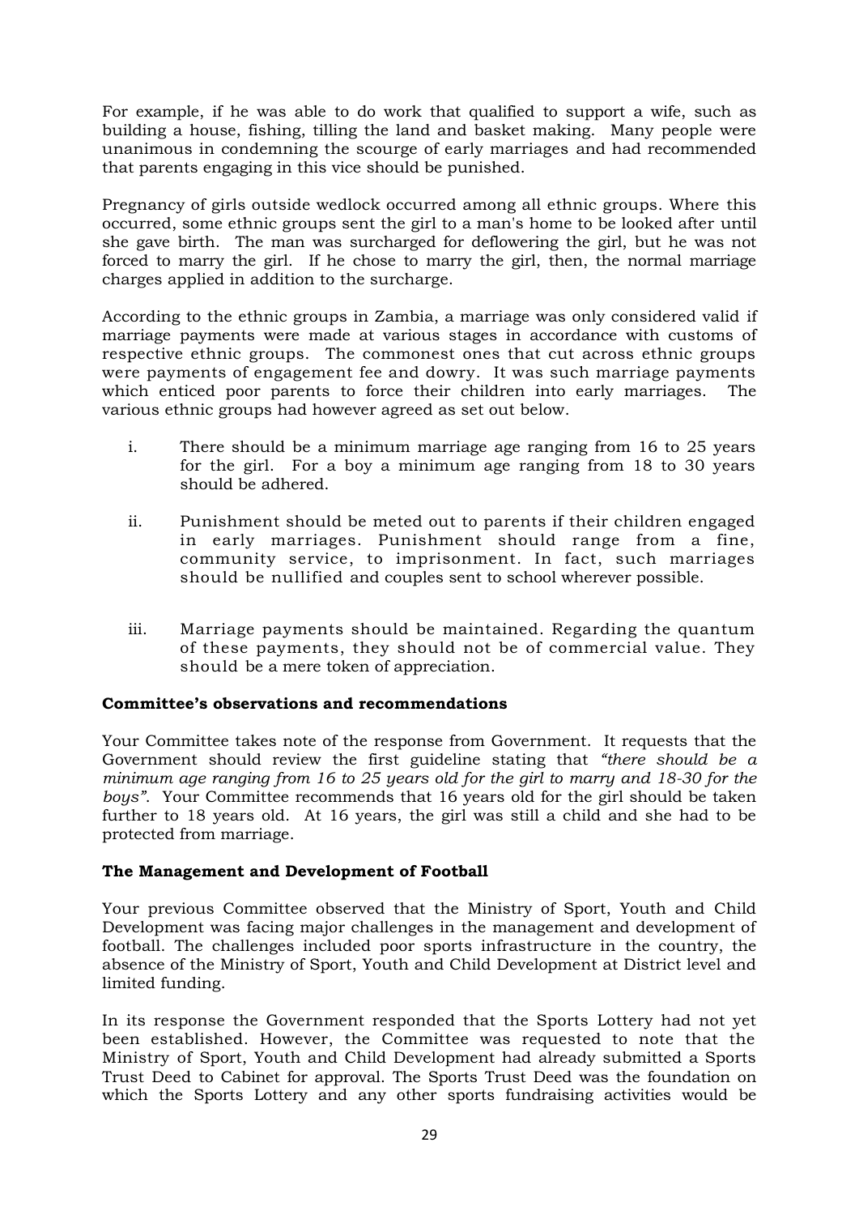For example, if he was able to do work that qualified to support a wife, such as building a house, fishing, tilling the land and basket making. Many people were unanimous in condemning the scourge of early marriages and had recommended that parents engaging in this vice should be punished.

Pregnancy of girls outside wedlock occurred among all ethnic groups. Where this occurred, some ethnic groups sent the girl to a man's home to be looked after until she gave birth. The man was surcharged for deflowering the girl, but he was not forced to marry the girl. If he chose to marry the girl, then, the normal marriage charges applied in addition to the surcharge.

According to the ethnic groups in Zambia, a marriage was only considered valid if marriage payments were made at various stages in accordance with customs of respective ethnic groups. The commonest ones that cut across ethnic groups were payments of engagement fee and dowry. It was such marriage payments which enticed poor parents to force their children into early marriages. The various ethnic groups had however agreed as set out below.

i. There should be a minimum marriage age ranging from 16 to 25 years for the girl. For a boy a minimum age ranging from 18 to 30 years should be adhered.

ii. Punishment should be meted out to parents if their children engaged in early marriages. Punishment should range from a fine, community service, to imprisonment. In fact, such marriages should be nullified and couples sent to school wherever possible.

iii. Marriage payments should be maintained. Regarding the quantum of these payments, they should not be of commercial value. They should be a mere token of appreciation.

**Committee's observations and recommendations**

Your Committee takes note of the response from Government. It requests that the Government should review the first guideline stating that *"there should be a minimum age ranging from 16 to 25 years old for the girl to marry and 18-30 for the boys"*. Your Committee recommends that 16 years old for the girl should be taken further to 18 years old. At 16 years, the girl was still a child and she had to be protected from marriage.

**The Management and Development of Football**

Your previous Committee observed that the Ministry of Sport, Youth and Child Development was facing major challenges in the management and development of football. The challenges included poor sports infrastructure in the country, the absence of the Ministry of Sport, Youth and Child Development at District level and limited funding.

In its response the Government responded that the Sports Lottery had not yet been established. However, the Committee was requested to note that the Ministry of Sport, Youth and Child Development had already submitted a Sports Trust Deed to Cabinet for approval. The Sports Trust Deed was the foundation on which the Sports Lottery and any other sports fundraising activities would be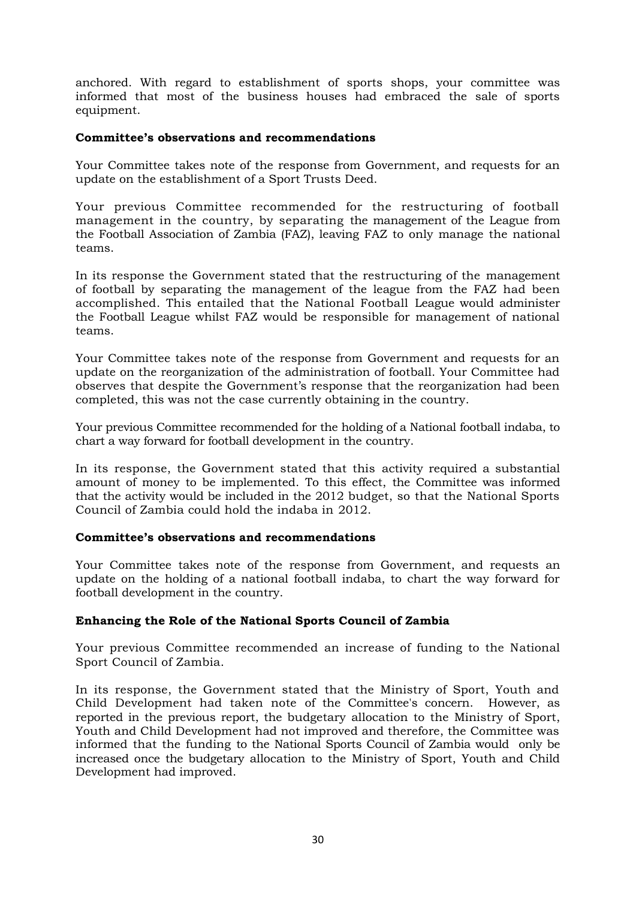anchored. With regard to establishment of sports shops, your committee was informed that most of the business houses had embraced the sale of sports equipment.

**Committee's observations and recommendations**

Your Committee takes note of the response from Government, and requests for an update on the establishment of a Sport Trusts Deed.

Your previous Committee recommended for the restructuring of football management in the country, by separating the management of the League from the Football Association of Zambia (FAZ), leaving FAZ to only manage the national teams.

In its response the Government stated that the restructuring of the management of football by separating the management of the league from the FAZ had been accomplished. This entailed that the National Football League would administer the Football League whilst FAZ would be responsible for management of national teams.

Your Committee takes note of the response from Government and requests for an update on the reorganization of the administration of football. Your Committee had observes that despite the Government's response that the reorganization had been completed, this was not the case currently obtaining in the country.

Your previous Committee recommended for the holding of a National football indaba, to chart a way forward for football development in the country.

In its response, the Government stated that this activity required a substantial amount of money to be implemented. To this effect, the Committee was informed that the activity would be included in the 2012 budget, so that the National Sports Council of Zambia could hold the indaba in 2012.

**Committee's observations and recommendations**

Your Committee takes note of the response from Government, and requests an update on the holding of a national football indaba, to chart the way forward for football development in the country.

**Enhancing the Role of the National Sports Council of Zambia**

Your previous Committee recommended an increase of funding to the National Sport Council of Zambia.

In its response, the Government stated that the Ministry of Sport, Youth and Child Development had taken note of the Committee's concern. However, as reported in the previous report, the budgetary allocation to the Ministry of Sport, Youth and Child Development had not improved and therefore, the Committee was informed that the funding to the National Sports Council of Zambia would only be increased once the budgetary allocation to the Ministry of Sport, Youth and Child Development had improved.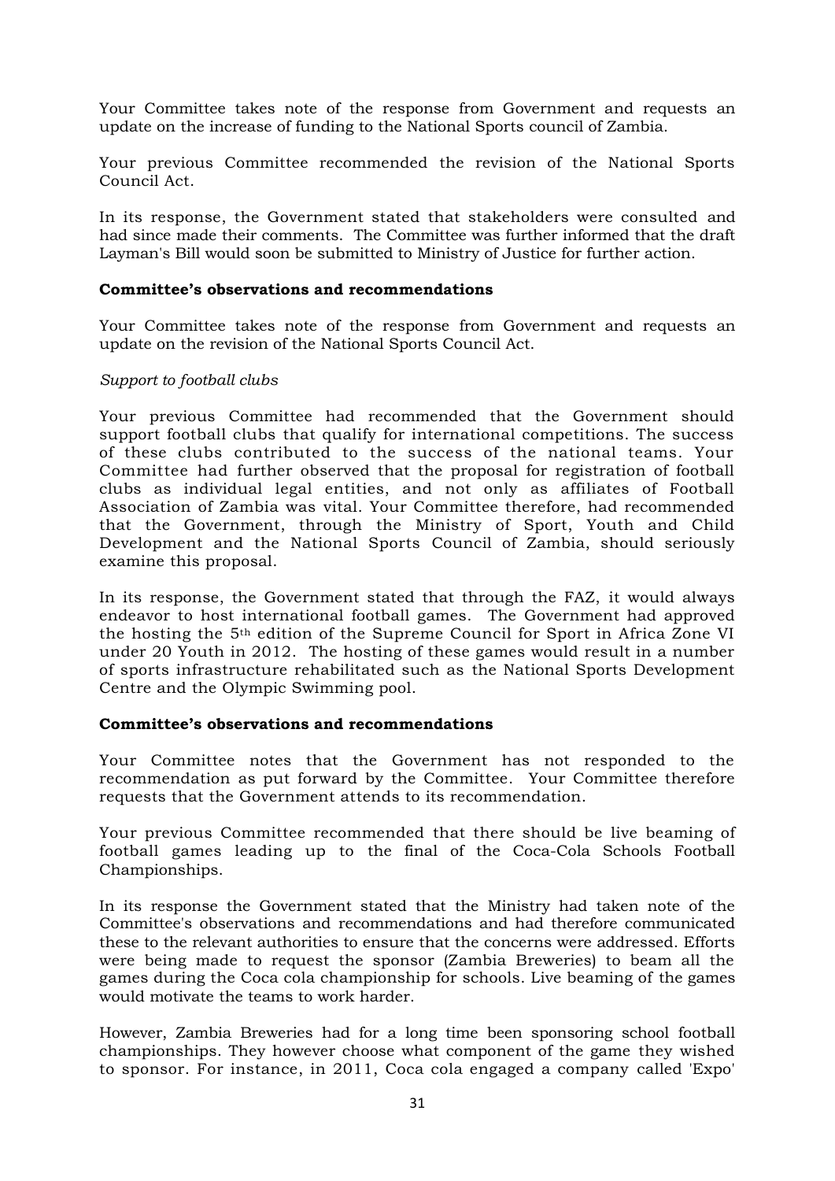Your Committee takes note of the response from Government and requests an update on the increase of funding to the National Sports council of Zambia.

Your previous Committee recommended the revision of the National Sports Council Act.

In its response, the Government stated that stakeholders were consulted and had since made their comments. The Committee was further informed that the draft Layman's Bill would soon be submitted to Ministry of Justice for further action.

**Committee's observations and recommendations**

Your Committee takes note of the response from Government and requests an update on the revision of the National Sports Council Act.

*Support to football clubs*

Your previous Committee had recommended that the Government should support football clubs that qualify for international competitions. The success of these clubs contributed to the success of the national teams. Your Committee had further observed that the proposal for registration of football clubs as individual legal entities, and not only as affiliates of Football Association of Zambia was vital. Your Committee therefore, had recommended that the Government, through the Ministry of Sport, Youth and Child Development and the National Sports Council of Zambia, should seriously examine this proposal.

In its response, the Government stated that through the FAZ, it would always endeavor to host international football games. The Government had approved the hosting the 5th edition of the Supreme Council for Sport in Africa Zone VI under 20 Youth in 2012. The hosting of these games would result in a number of sports infrastructure rehabilitated such as the National Sports Development Centre and the Olympic Swimming pool.

**Committee's observations and recommendations**

Your Committee notes that the Government has not responded to the recommendation as put forward by the Committee. Your Committee therefore requests that the Government attends to its recommendation.

Your previous Committee recommended that there should be live beaming of football games leading up to the final of the Coca-Cola Schools Football Championships.

In its response the Government stated that the Ministry had taken note of the Committee's observations and recommendations and had therefore communicated these to the relevant authorities to ensure that the concerns were addressed. Efforts were being made to request the sponsor (Zambia Breweries) to beam all the games during the Coca cola championship for schools. Live beaming of the games would motivate the teams to work harder.

However, Zambia Breweries had for a long time been sponsoring school football championships. They however choose what component of the game they wished to sponsor. For instance, in 2011, Coca cola engaged a company called 'Expo'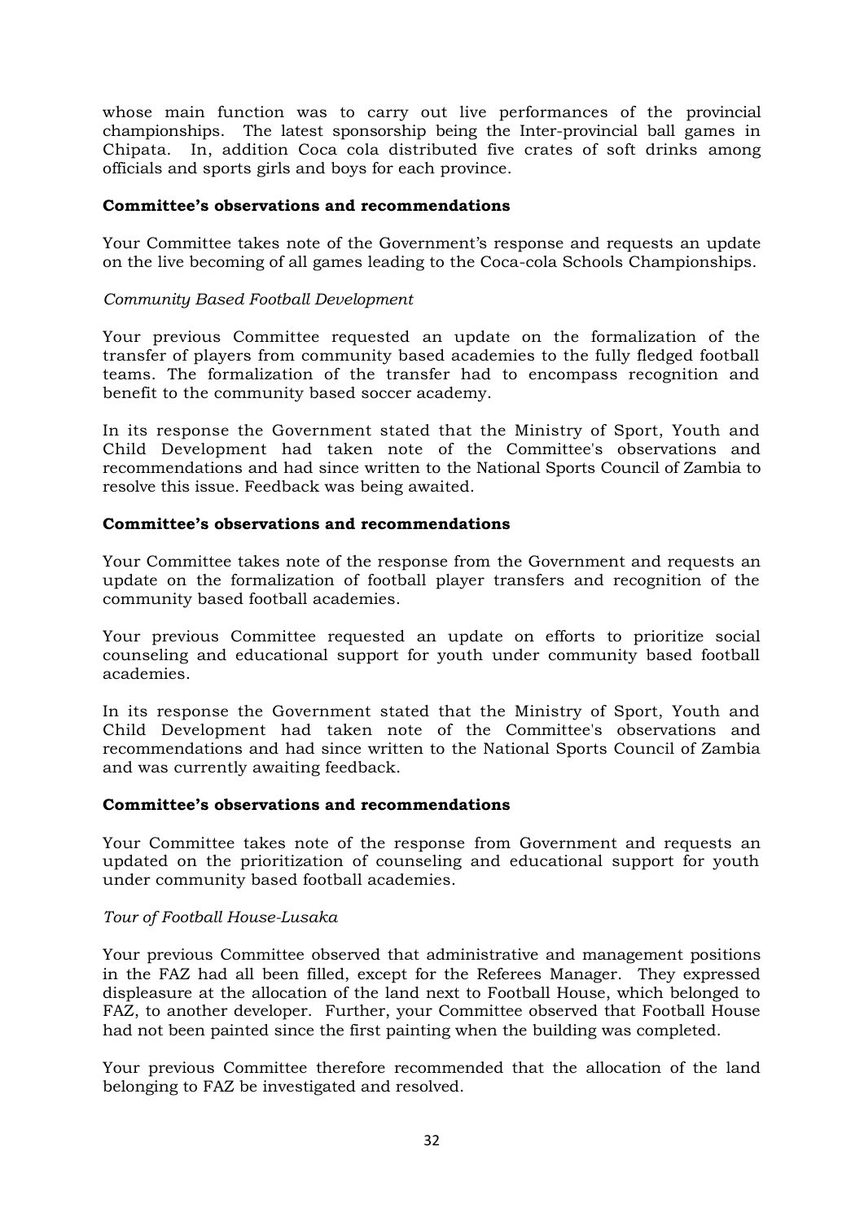whose main function was to carry out live performances of the provincial championships. The latest sponsorship being the Inter-provincial ball games in Chipata. In, addition Coca cola distributed five crates of soft drinks among officials and sports girls and boys for each province.

**Committee's observations and recommendations**

Your Committee takes note of the Government's response and requests an update on the live becoming of all games leading to the Coca-cola Schools Championships.

*Community Based Football Development*

Your previous Committee requested an update on the formalization of the transfer of players from community based academies to the fully fledged football teams. The formalization of the transfer had to encompass recognition and benefit to the community based soccer academy.

In its response the Government stated that the Ministry of Sport, Youth and Child Development had taken note of the Committee's observations and recommendations and had since written to the National Sports Council of Zambia to resolve this issue. Feedback was being awaited.

**Committee's observations and recommendations**

Your Committee takes note of the response from the Government and requests an update on the formalization of football player transfers and recognition of the community based football academies.

Your previous Committee requested an update on efforts to prioritize social counseling and educational support for youth under community based football academies.

In its response the Government stated that the Ministry of Sport, Youth and Child Development had taken note of the Committee's observations and recommendations and had since written to the National Sports Council of Zambia and was currently awaiting feedback.

**Committee's observations and recommendations**

Your Committee takes note of the response from Government and requests an updated on the prioritization of counseling and educational support for youth under community based football academies.

*Tour of Football House-Lusaka*

Your previous Committee observed that administrative and management positions in the FAZ had all been filled, except for the Referees Manager. They expressed displeasure at the allocation of the land next to Football House, which belonged to FAZ, to another developer. Further, your Committee observed that Football House had not been painted since the first painting when the building was completed.

Your previous Committee therefore recommended that the allocation of the land belonging to FAZ be investigated and resolved.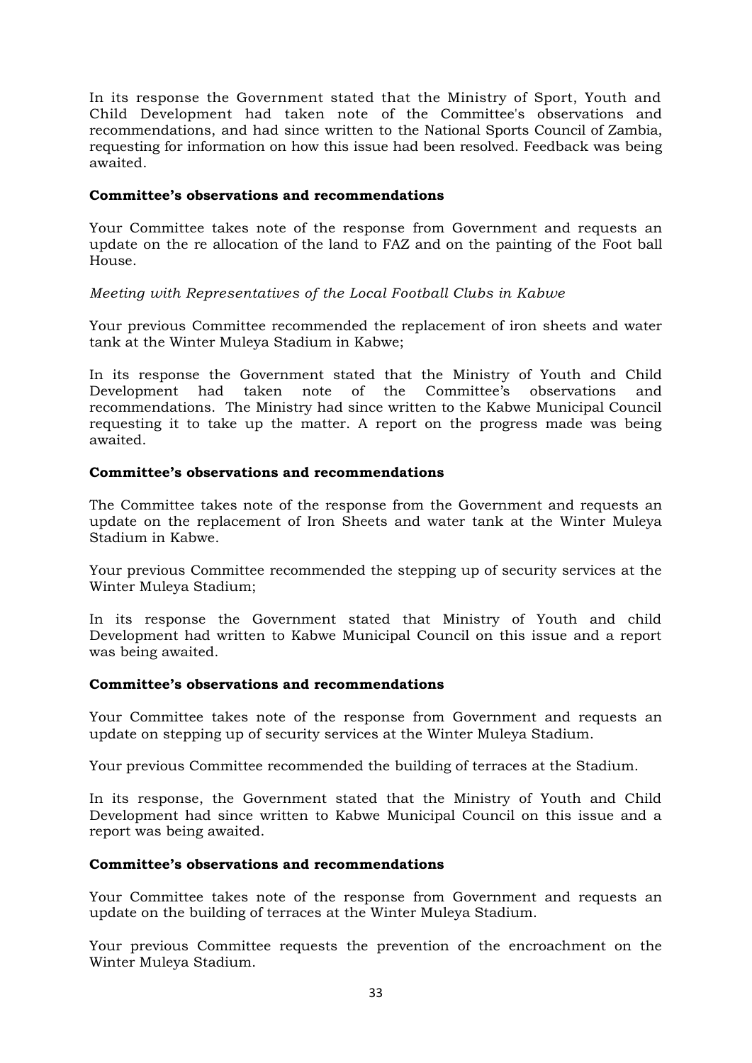In its response the Government stated that the Ministry of Sport, Youth and Child Development had taken note of the Committee's observations and recommendations, and had since written to the National Sports Council of Zambia, requesting for information on how this issue had been resolved. Feedback was being awaited.

**Committee's observations and recommendations**

Your Committee takes note of the response from Government and requests an update on the re allocation of the land to FAZ and on the painting of the Foot ball House.

*Meeting with Representatives of the Local Football Clubs in Kabwe*

Your previous Committee recommended the replacement of iron sheets and water tank at the Winter Muleya Stadium in Kabwe;

In its response the Government stated that the Ministry of Youth and Child Development had taken note of the Committee's observations and recommendations. The Ministry had since written to the Kabwe Municipal Council requesting it to take up the matter. A report on the progress made was being awaited.

**Committee's observations and recommendations**

The Committee takes note of the response from the Government and requests an update on the replacement of Iron Sheets and water tank at the Winter Muleya Stadium in Kabwe.

Your previous Committee recommended the stepping up of security services at the Winter Muleya Stadium;

In its response the Government stated that Ministry of Youth and child Development had written to Kabwe Municipal Council on this issue and a report was being awaited.

**Committee's observations and recommendations**

Your Committee takes note of the response from Government and requests an update on stepping up of security services at the Winter Muleya Stadium.

Your previous Committee recommended the building of terraces at the Stadium.

In its response, the Government stated that the Ministry of Youth and Child Development had since written to Kabwe Municipal Council on this issue and a report was being awaited.

**Committee's observations and recommendations**

Your Committee takes note of the response from Government and requests an update on the building of terraces at the Winter Muleya Stadium.

Your previous Committee requests the prevention of the encroachment on the Winter Muleya Stadium.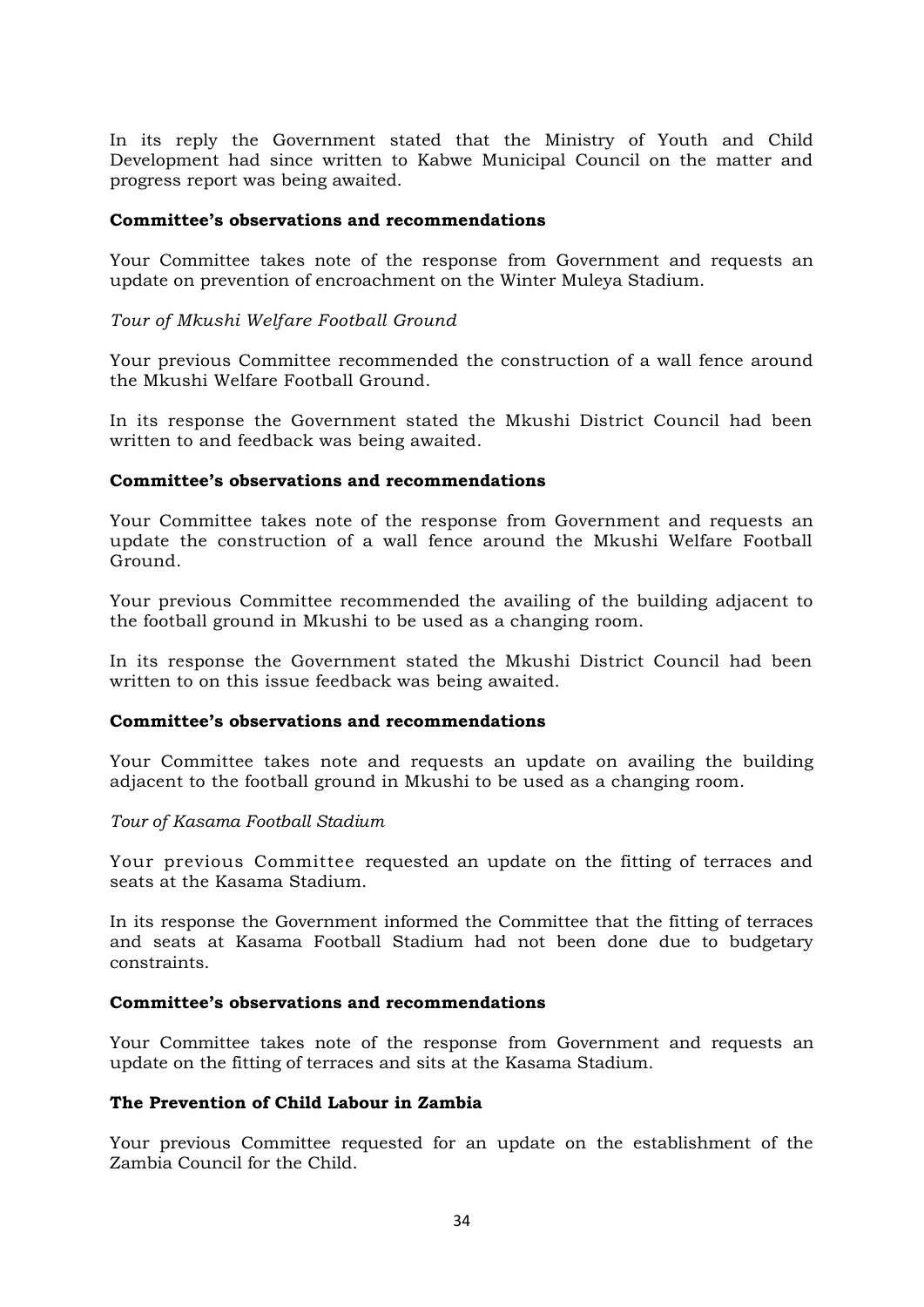In its reply the Government stated that the Ministry of Youth and Child Development had since written to Kabwe Municipal Council on the matter and progress report was being awaited.

**Committee's observations and recommendations**

Your Committee takes note of the response from Government and requests an update on prevention of encroachment on the Winter Muleya Stadium.

*Tour of Mkushi Welfare Football Ground*

Your previous Committee recommended the construction of a wall fence around the Mkushi Welfare Football Ground.

In its response the Government stated the Mkushi District Council had been written to and feedback was being awaited.

**Committee's observations and recommendations**

Your Committee takes note of the response from Government and requests an update the construction of a wall fence around the Mkushi Welfare Football Ground.

Your previous Committee recommended the availing of the building adjacent to the football ground in Mkushi to be used as a changing room.

In its response the Government stated the Mkushi District Council had been written to on this issue feedback was being awaited.

**Committee's observations and recommendations**

Your Committee takes note and requests an update on availing the building adjacent to the football ground in Mkushi to be used as a changing room.

*Tour of Kasama Football Stadium*

Your previous Committee requested an update on the fitting of terraces and seats at the Kasama Stadium.

In its response the Government informed the Committee that the fitting of terraces and seats at Kasama Football Stadium had not been done due to budgetary constraints.

**Committee's observations and recommendations**

Your Committee takes note of the response from Government and requests an update on the fitting of terraces and sits at the Kasama Stadium.

**The Prevention of Child Labour in Zambia**

Your previous Committee requested for an update on the establishment of the Zambia Council for the Child.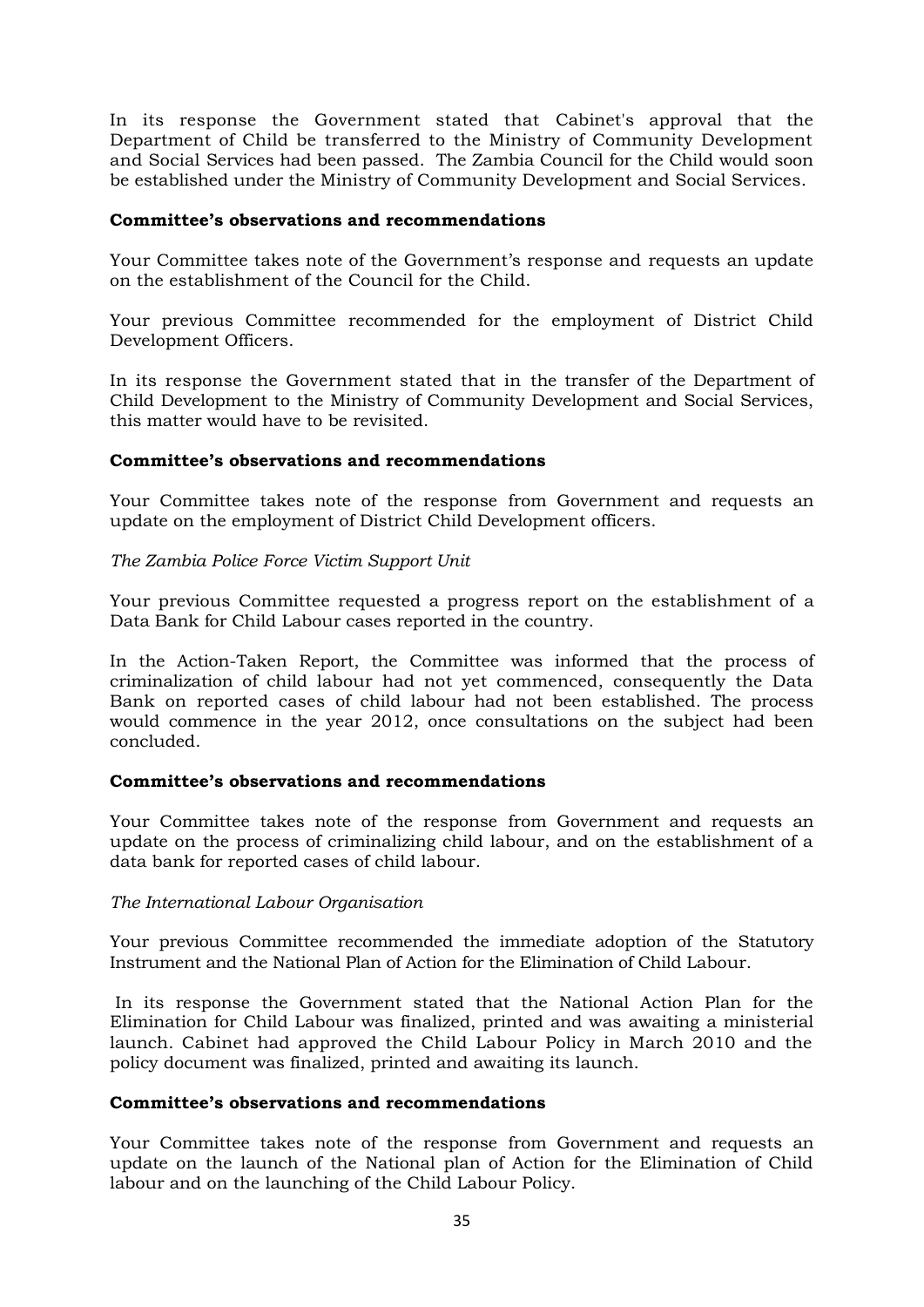In its response the Government stated that Cabinet's approval that the Department of Child be transferred to the Ministry of Community Development and Social Services had been passed. The Zambia Council for the Child would soon be established under the Ministry of Community Development and Social Services.

**Committee's observations and recommendations**

Your Committee takes note of the Government's response and requests an update on the establishment of the Council for the Child.

Your previous Committee recommended for the employment of District Child Development Officers.

In its response the Government stated that in the transfer of the Department of Child Development to the Ministry of Community Development and Social Services, this matter would have to be revisited.

**Committee's observations and recommendations**

Your Committee takes note of the response from Government and requests an update on the employment of District Child Development officers.

*The Zambia Police Force Victim Support Unit*

Your previous Committee requested a progress report on the establishment of a Data Bank for Child Labour cases reported in the country.

In the Action-Taken Report, the Committee was informed that the process of criminalization of child labour had not yet commenced, consequently the Data Bank on reported cases of child labour had not been established. The process would commence in the year 2012, once consultations on the subject had been concluded.

**Committee's observations and recommendations**

Your Committee takes note of the response from Government and requests an update on the process of criminalizing child labour, and on the establishment of a data bank for reported cases of child labour.

*The International Labour Organisation*

Your previous Committee recommended the immediate adoption of the Statutory Instrument and the National Plan of Action for the Elimination of Child Labour.

In its response the Government stated that the National Action Plan for the Elimination for Child Labour was finalized, printed and was awaiting a ministerial launch. Cabinet had approved the Child Labour Policy in March 2010 and the policy document was finalized, printed and awaiting its launch.

**Committee's observations and recommendations**

Your Committee takes note of the response from Government and requests an update on the launch of the National plan of Action for the Elimination of Child labour and on the launching of the Child Labour Policy.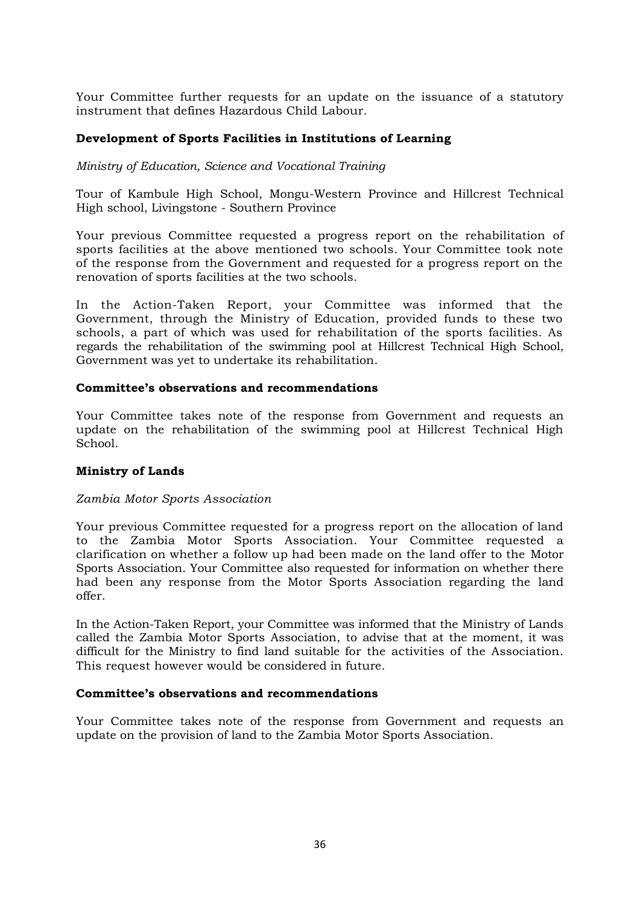Your Committee further requests for an update on the issuance of a statutory instrument that defines Hazardous Child Labour.

**Development of Sports Facilities in Institutions of Learning**

*Ministry of Education, Science and Vocational Training*

Tour of Kambule High School, Mongu-Western Province and Hillcrest Technical High school, Livingstone - Southern Province

Your previous Committee requested a progress report on the rehabilitation of sports facilities at the above mentioned two schools. Your Committee took note of the response from the Government and requested for a progress report on the renovation of sports facilities at the two schools.

In the Action-Taken Report, your Committee was informed that the Government, through the Ministry of Education, provided funds to these two schools, a part of which was used for rehabilitation of the sports facilities. As regards the rehabilitation of the swimming pool at Hillcrest Technical High School, Government was yet to undertake its rehabilitation.

**Committee's observations and recommendations**

Your Committee takes note of the response from Government and requests an update on the rehabilitation of the swimming pool at Hillcrest Technical High School.

**Ministry of Lands**

*Zambia Motor Sports Association*

Your previous Committee requested for a progress report on the allocation of land to the Zambia Motor Sports Association. Your Committee requested a clarification on whether a follow up had been made on the land offer to the Motor Sports Association. Your Committee also requested for information on whether there had been any response from the Motor Sports Association regarding the land offer.

In the Action-Taken Report, your Committee was informed that the Ministry of Lands called the Zambia Motor Sports Association, to advise that at the moment, it was difficult for the Ministry to find land suitable for the activities of the Association. This request however would be considered in future.

**Committee's observations and recommendations**

Your Committee takes note of the response from Government and requests an update on the provision of land to the Zambia Motor Sports Association.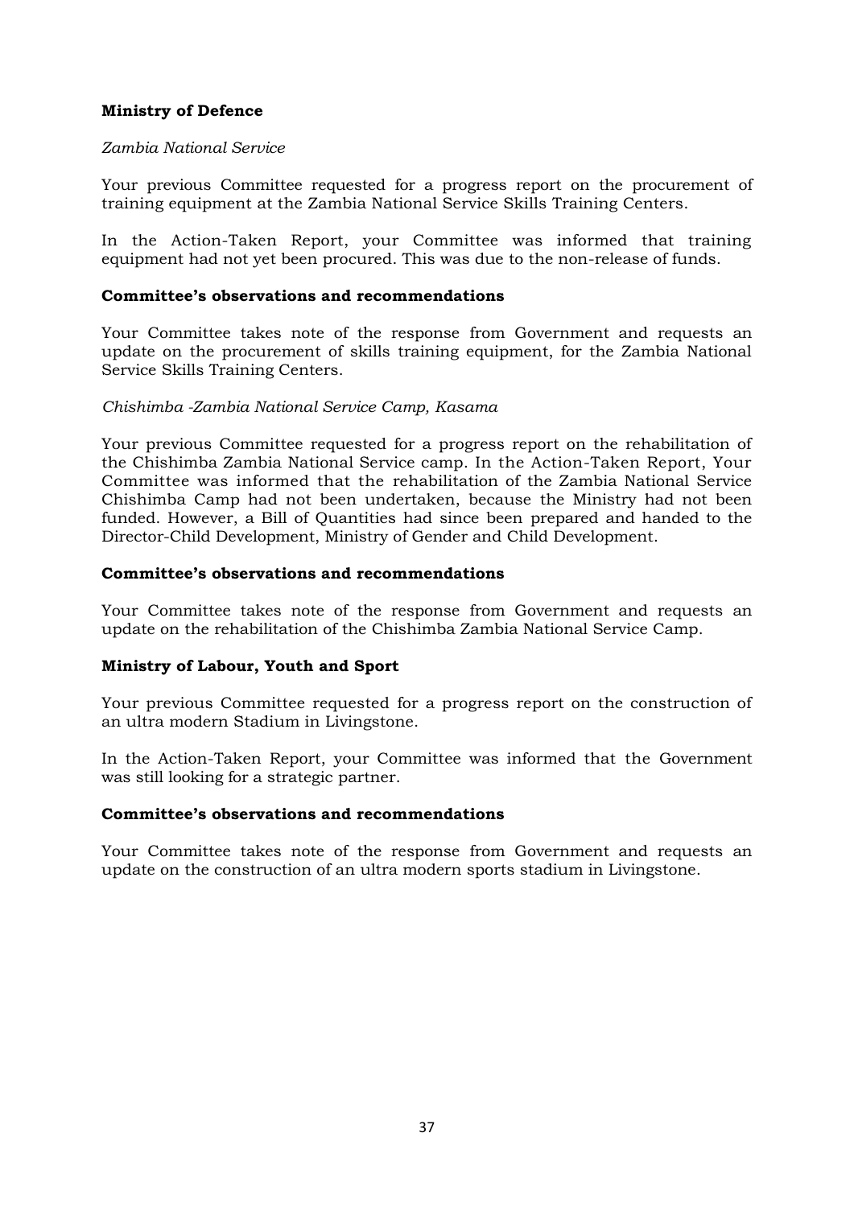**Ministry of Defence**

*Zambia National Service*

Your previous Committee requested for a progress report on the procurement of training equipment at the Zambia National Service Skills Training Centers.

In the Action-Taken Report, your Committee was informed that training equipment had not yet been procured. This was due to the non-release of funds.

**Committee's observations and recommendations**

Your Committee takes note of the response from Government and requests an update on the procurement of skills training equipment, for the Zambia National Service Skills Training Centers.

*Chishimba -Zambia National Service Camp, Kasama*

Your previous Committee requested for a progress report on the rehabilitation of the Chishimba Zambia National Service camp. In the Action-Taken Report, Your Committee was informed that the rehabilitation of the Zambia National Service Chishimba Camp had not been undertaken, because the Ministry had not been funded. However, a Bill of Quantities had since been prepared and handed to the Director-Child Development, Ministry of Gender and Child Development.

**Committee's observations and recommendations**

Your Committee takes note of the response from Government and requests an update on the rehabilitation of the Chishimba Zambia National Service Camp.

**Ministry of Labour, Youth and Sport**

Your previous Committee requested for a progress report on the construction of an ultra modern Stadium in Livingstone.

In the Action-Taken Report, your Committee was informed that the Government was still looking for a strategic partner.

**Committee's observations and recommendations**

Your Committee takes note of the response from Government and requests an update on the construction of an ultra modern sports stadium in Livingstone.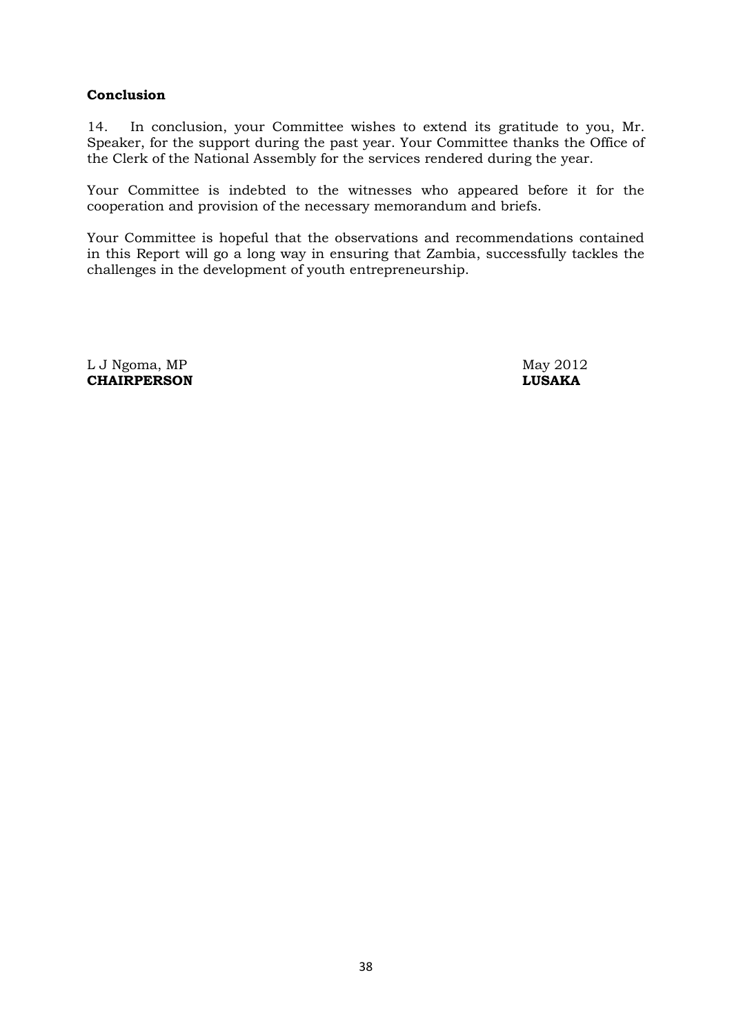**Conclusion**

14. In conclusion, your Committee wishes to extend its gratitude to you, Mr. Speaker, for the support during the past year. Your Committee thanks the Office of the Clerk of the National Assembly for the services rendered during the year.

Your Committee is indebted to the witnesses who appeared before it for the cooperation and provision of the necessary memorandum and briefs.

Your Committee is hopeful that the observations and recommendations contained in this Report will go a long way in ensuring that Zambia, successfully tackles the challenges in the development of youth entrepreneurship.

L J Ngoma, MP  
**CHAIRPERSON**

May 2012  
**LUSAKA**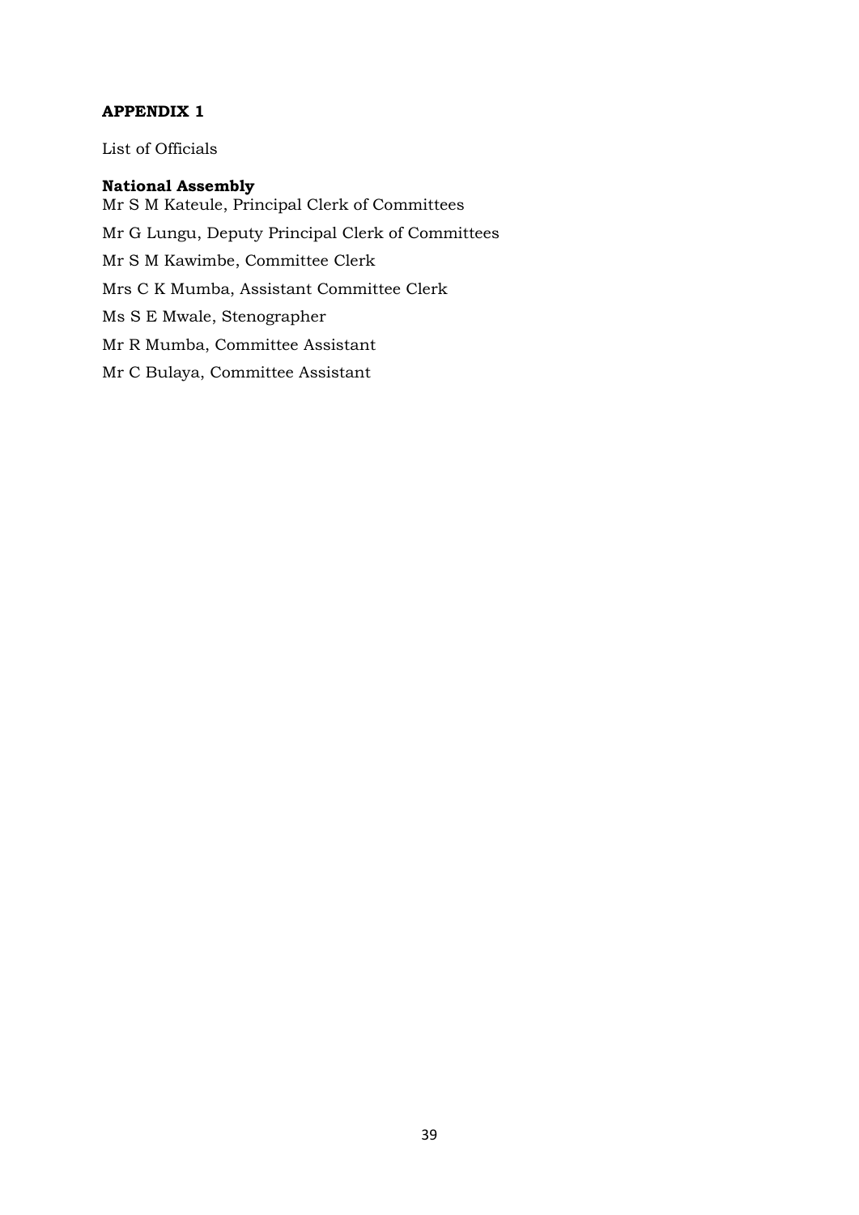**APPENDIX 1**

List of Officials

**National Assembly**

Mr S M Kateule, Principal Clerk of Committees

Mr G Lungu, Deputy Principal Clerk of Committees

Mr S M Kawimbe, Committee Clerk

Mrs C K Mumba, Assistant Committee Clerk

Ms S E Mwale, Stenographer

Mr R Mumba, Committee Assistant

Mr C Bulaya, Committee Assistant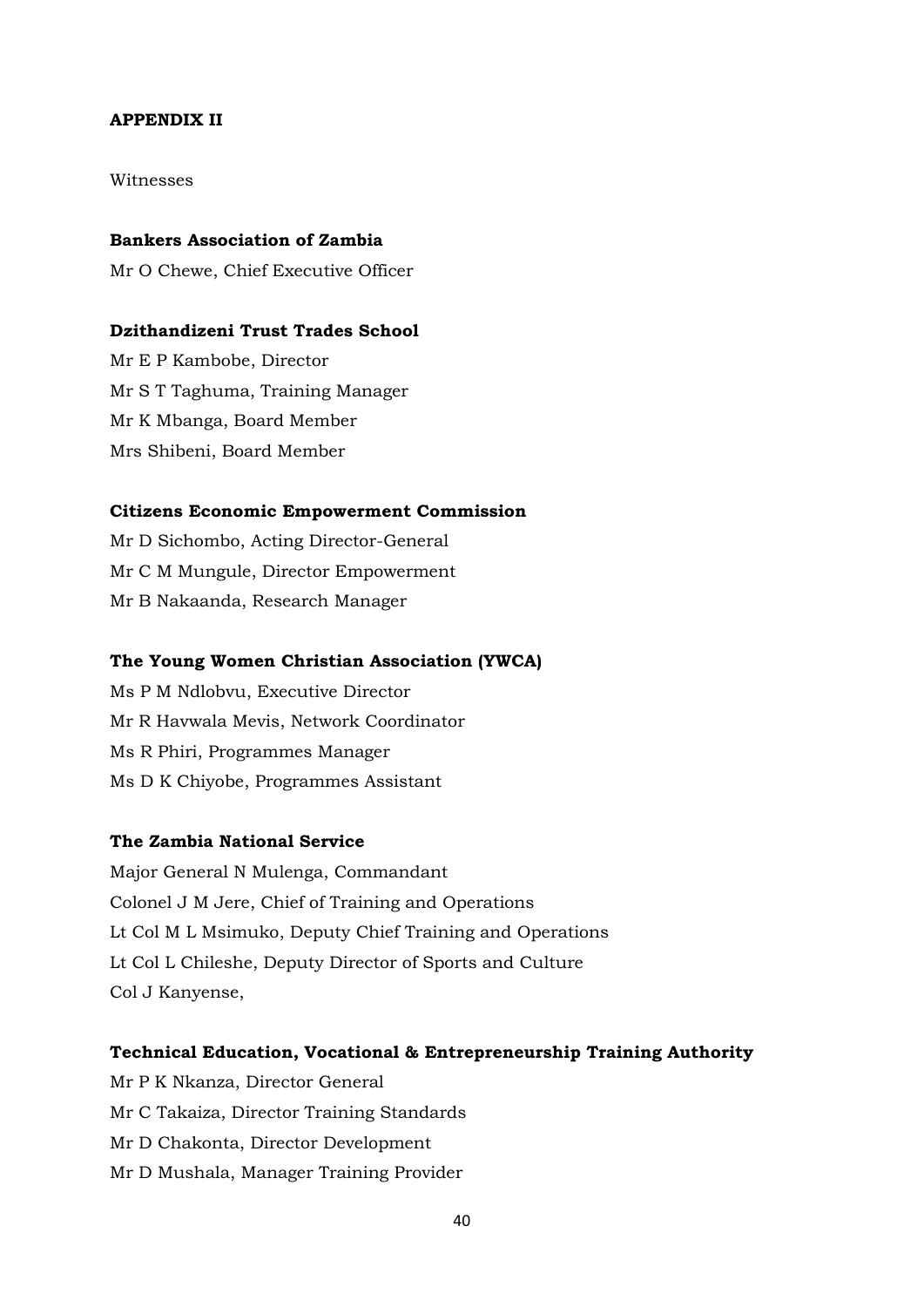**APPENDIX II**

Witnesses

**Bankers Association of Zambia**

Mr O Chewe, Chief Executive Officer

**Dzithandizeni Trust Trades School**

Mr E P Kambobe, Director
Mr S T Taghuma, Training Manager
Mr K Mbanga, Board Member
Mrs Shibeni, Board Member

**Citizens Economic Empowerment Commission**

Mr D Sichombo, Acting Director-General
Mr C M Mungule, Director Empowerment
Mr B Nakaanda, Research Manager

**The Young Women Christian Association (YWCA)**

Ms P M Ndlobvu, Executive Director
Mr R Havwala Mevis, Network Coordinator
Ms R Phiri, Programmes Manager
Ms D K Chiyobe, Programmes Assistant

**The Zambia National Service**

Major General N Mulenga, Commandant
Colonel J M Jere, Chief of Training and Operations
Lt Col M L Msimuko, Deputy Chief Training and Operations
Lt Col L Chileshe, Deputy Director of Sports and Culture
Col J Kanyense,

**Technical Education, Vocational & Entrepreneurship Training Authority**

Mr P K Nkanza, Director General
Mr C Takaiza, Director Training Standards
Mr D Chakonta, Director Development
Mr D Mushala, Manager Training Provider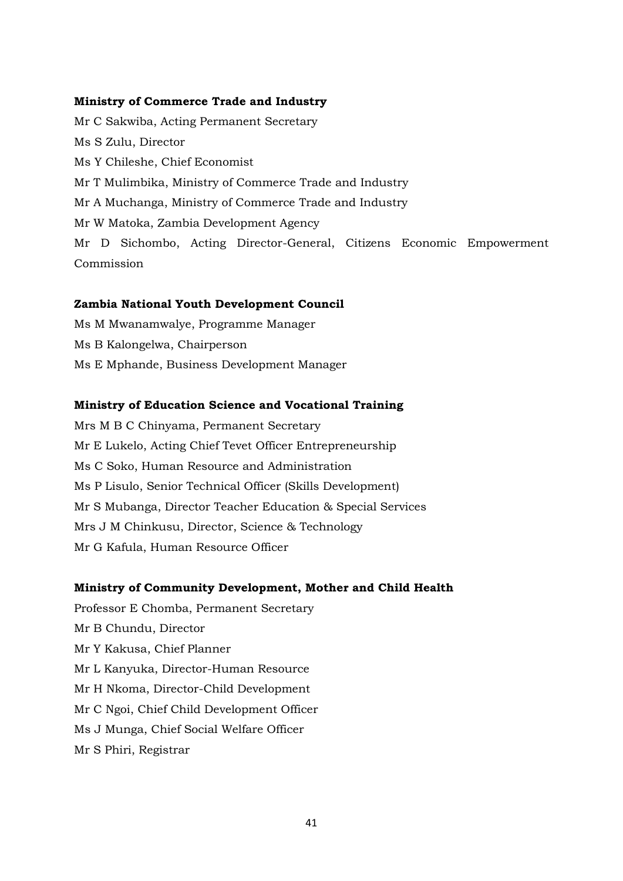**Ministry of Commerce Trade and Industry**

Mr C Sakwiba, Acting Permanent Secretary

Ms S Zulu, Director

Ms Y Chileshe, Chief Economist

Mr T Mulimbika, Ministry of Commerce Trade and Industry

Mr A Muchanga, Ministry of Commerce Trade and Industry

Mr W Matoka, Zambia Development Agency

Mr D Sichombo, Acting Director-General, Citizens Economic Empowerment Commission

**Zambia National Youth Development Council**

Ms M Mwanamwalye, Programme Manager

Ms B Kalongelwa, Chairperson

Ms E Mphande, Business Development Manager

**Ministry of Education Science and Vocational Training**

Mrs M B C Chinyama, Permanent Secretary

Mr E Lukelo, Acting Chief Tevet Officer Entrepreneurship

Ms C Soko, Human Resource and Administration

Ms P Lisulo, Senior Technical Officer (Skills Development)

Mr S Mubanga, Director Teacher Education & Special Services

Mrs J M Chinkusu, Director, Science & Technology

Mr G Kafula, Human Resource Officer

**Ministry of Community Development, Mother and Child Health**

Professor E Chomba, Permanent Secretary

Mr B Chundu, Director

Mr Y Kakusa, Chief Planner

Mr L Kanyuka, Director-Human Resource

Mr H Nkoma, Director-Child Development

Mr C Ngoi, Chief Child Development Officer

Ms J Munga, Chief Social Welfare Officer

Mr S Phiri, Registrar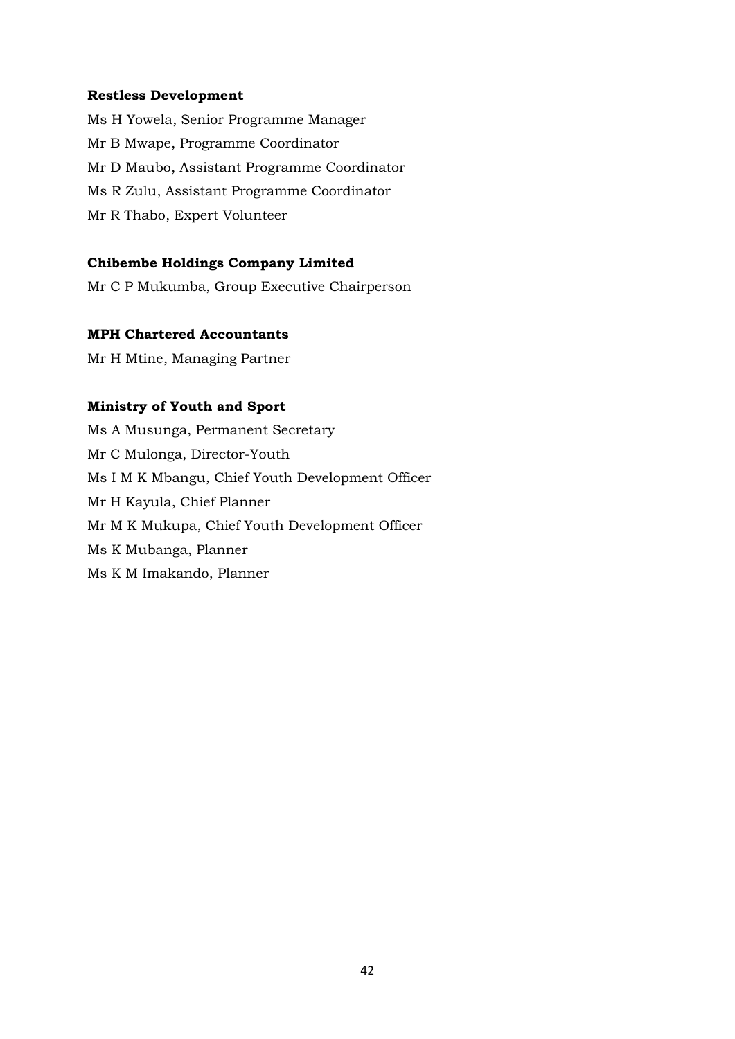**Restless Development**

Ms H Yowela, Senior Programme Manager

Mr B Mwape, Programme Coordinator

Mr D Maubo, Assistant Programme Coordinator

Ms R Zulu, Assistant Programme Coordinator

Mr R Thabo, Expert Volunteer

**Chibembe Holdings Company Limited**

Mr C P Mukumba, Group Executive Chairperson

**MPH Chartered Accountants**

Mr H Mtine, Managing Partner

**Ministry of Youth and Sport**

Ms A Musunga, Permanent Secretary

Mr C Mulonga, Director-Youth

Ms I M K Mbangu, Chief Youth Development Officer

Mr H Kayula, Chief Planner

Mr M K Mukupa, Chief Youth Development Officer

Ms K Mubanga, Planner

Ms K M Imakando, Planner